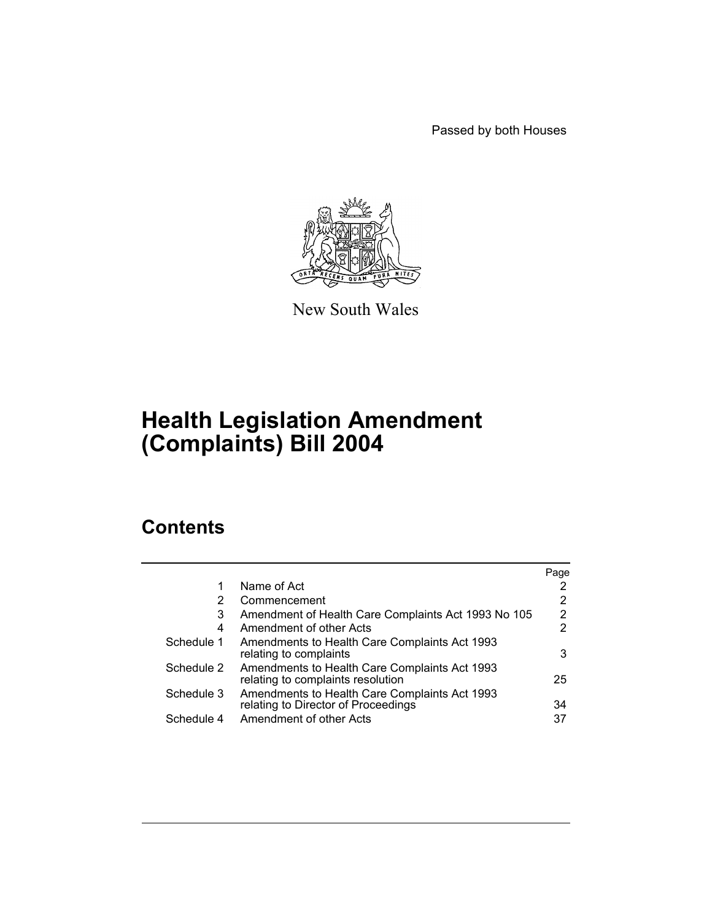Passed by both Houses

New South Wales

# Health Legislation Amendment (Complaints) Bill 2004

## Contents

| | | Page |
|---|---|---|
| 1 | Name of Act | 2 |
| 2 | Commencement | 2 |
| 3 | Amendment of Health Care Complaints Act 1993 No 105 | 2 |
| 4 | Amendment of other Acts | 2 |
| Schedule 1 | Amendments to Health Care Complaints Act 1993 relating to complaints | 3 |
| Schedule 2 | Amendments to Health Care Complaints Act 1993 relating to complaints resolution | 25 |
| Schedule 3 | Amendments to Health Care Complaints Act 1993 relating to Director of Proceedings | 34 |
| Schedule 4 | Amendment of other Acts | 37 |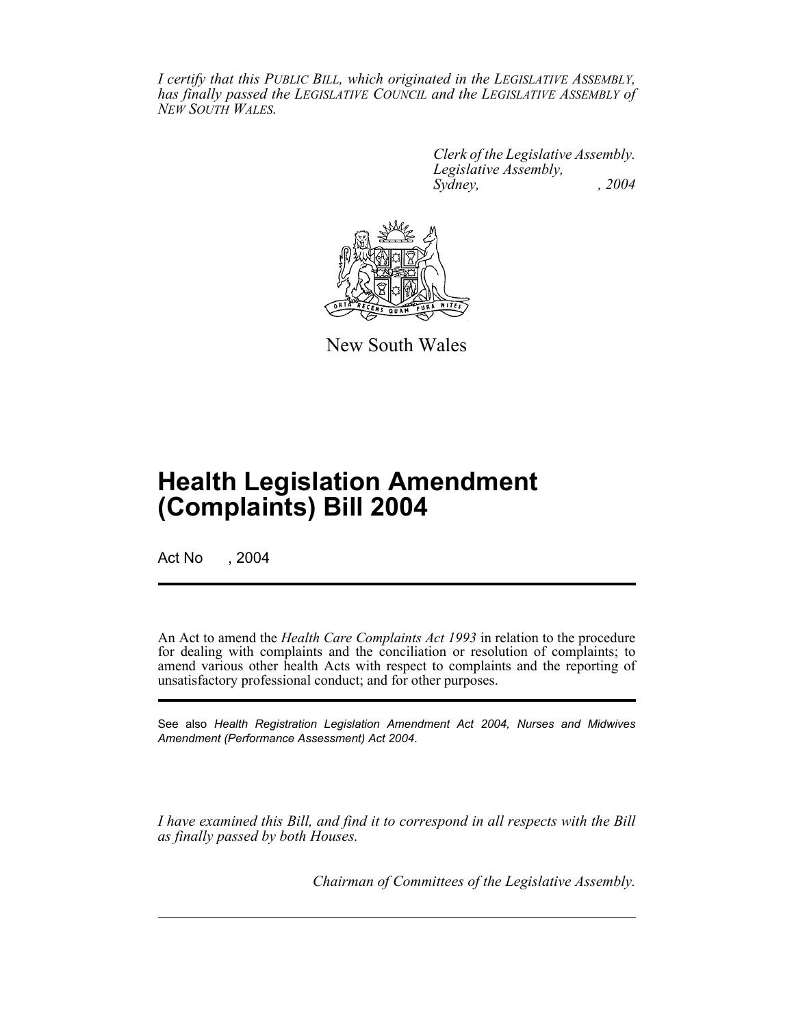*I certify that this PUBLIC BILL, which originated in the LEGISLATIVE ASSEMBLY, has finally passed the LEGISLATIVE COUNCIL and the LEGISLATIVE ASSEMBLY of NEW SOUTH WALES.*

*Clerk of the Legislative Assembly.*
*Legislative Assembly,*
*Sydney, , 2004*

New South Wales

# Health Legislation Amendment (Complaints) Bill 2004

Act No , 2004

An Act to amend the *Health Care Complaints Act 1993* in relation to the procedure for dealing with complaints and the conciliation or resolution of complaints; to amend various other health Acts with respect to complaints and the reporting of unsatisfactory professional conduct; and for other purposes.

See also *Health Registration Legislation Amendment Act 2004, Nurses and Midwives Amendment (Performance Assessment) Act 2004*.

*I have examined this Bill, and find it to correspond in all respects with the Bill as finally passed by both Houses.*

*Chairman of Committees of the Legislative Assembly.*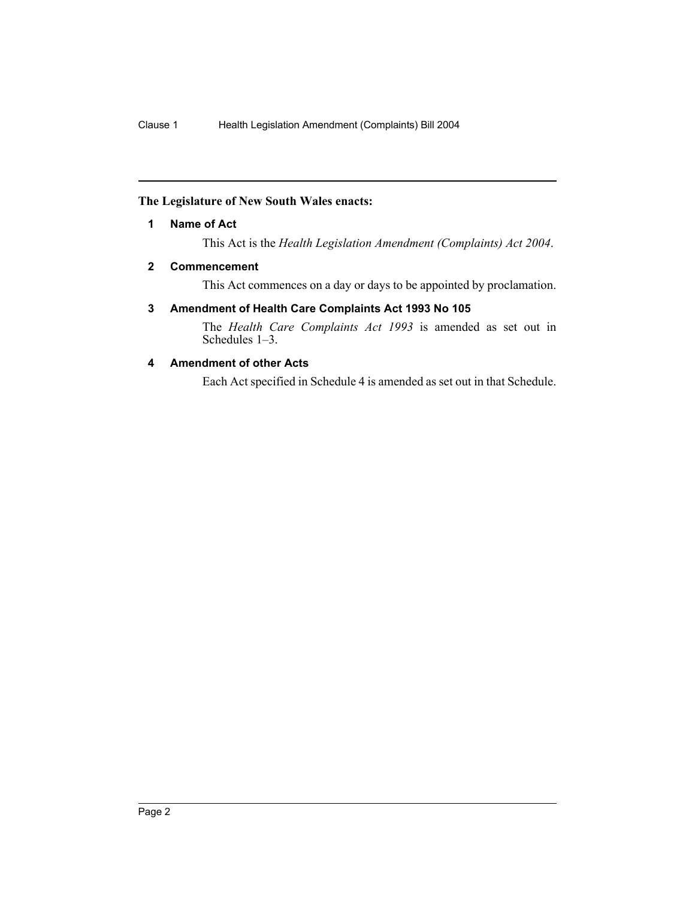**The Legislature of New South Wales enacts:**

## 1 Name of Act

This Act is the *Health Legislation Amendment (Complaints) Act 2004*.

## 2 Commencement

This Act commences on a day or days to be appointed by proclamation.

## 3 Amendment of Health Care Complaints Act 1993 No 105

The *Health Care Complaints Act 1993* is amended as set out in Schedules 1–3.

## 4 Amendment of other Acts

Each Act specified in Schedule 4 is amended as set out in that Schedule.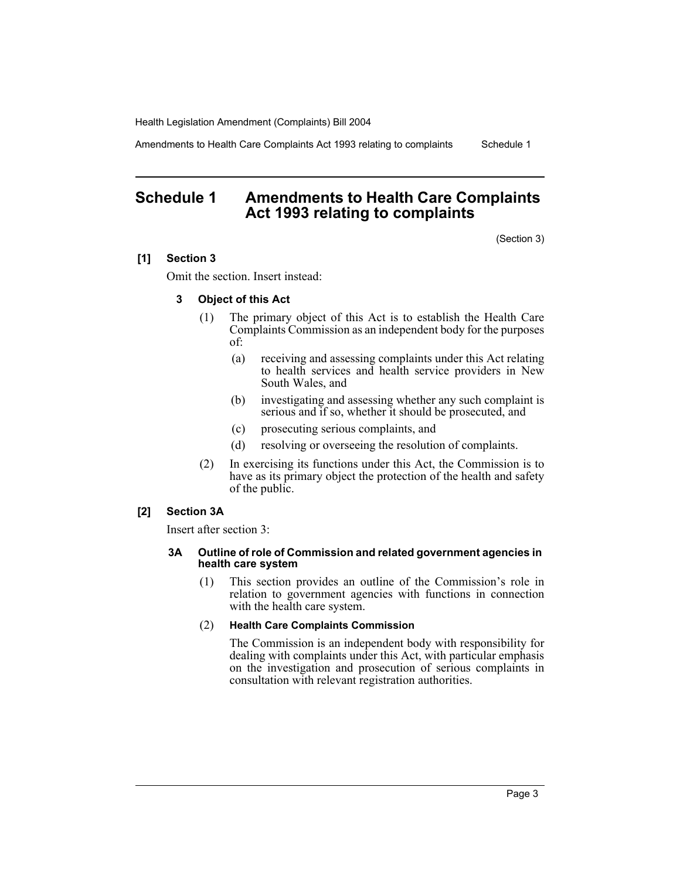# Schedule 1 Amendments to Health Care Complaints Act 1993 relating to complaints

(Section 3)

**[1] Section 3**

Omit the section. Insert instead:

**3 Object of this Act**

(1) The primary object of this Act is to establish the Health Care Complaints Commission as an independent body for the purposes of:

(a) receiving and assessing complaints under this Act relating to health services and health service providers in New South Wales, and

(b) investigating and assessing whether any such complaint is serious and if so, whether it should be prosecuted, and

(c) prosecuting serious complaints, and

(d) resolving or overseeing the resolution of complaints.

(2) In exercising its functions under this Act, the Commission is to have as its primary object the protection of the health and safety of the public.

**[2] Section 3A**

Insert after section 3:

**3A Outline of role of Commission and related government agencies in health care system**

(1) This section provides an outline of the Commission's role in relation to government agencies with functions in connection with the health care system.

(2) **Health Care Complaints Commission**

The Commission is an independent body with responsibility for dealing with complaints under this Act, with particular emphasis on the investigation and prosecution of serious complaints in consultation with relevant registration authorities.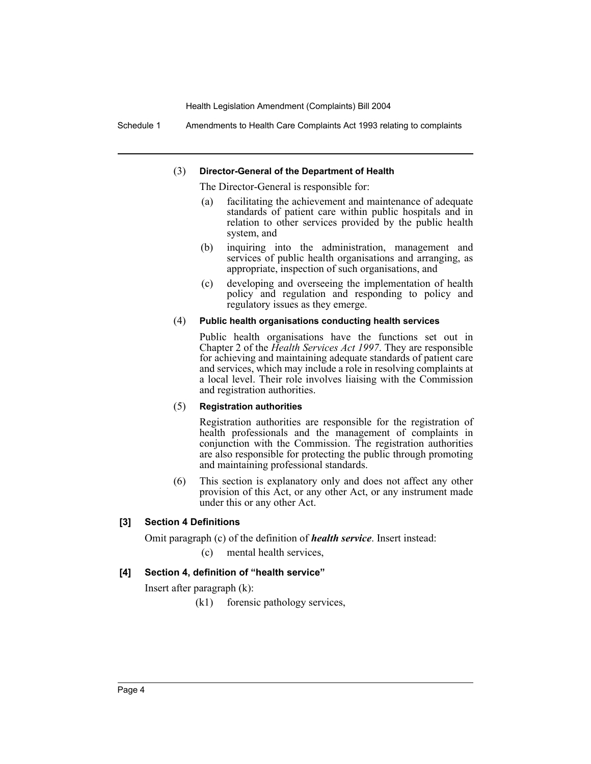(3) **Director-General of the Department of Health**

The Director-General is responsible for:

(a) facilitating the achievement and maintenance of adequate standards of patient care within public hospitals and in relation to other services provided by the public health system, and

(b) inquiring into the administration, management and services of public health organisations and arranging, as appropriate, inspection of such organisations, and

(c) developing and overseeing the implementation of health policy and regulation and responding to policy and regulatory issues as they emerge.

(4) **Public health organisations conducting health services**

Public health organisations have the functions set out in Chapter 2 of the *Health Services Act 1997*. They are responsible for achieving and maintaining adequate standards of patient care and services, which may include a role in resolving complaints at a local level. Their role involves liaising with the Commission and registration authorities.

(5) **Registration authorities**

Registration authorities are responsible for the registration of health professionals and the management of complaints in conjunction with the Commission. The registration authorities are also responsible for protecting the public through promoting and maintaining professional standards.

(6) This section is explanatory only and does not affect any other provision of this Act, or any other Act, or any instrument made under this or any other Act.

### [3] Section 4 Definitions

Omit paragraph (c) of the definition of ***health service***. Insert instead:

(c) mental health services,

### [4] Section 4, definition of "health service"

Insert after paragraph (k):

(k1) forensic pathology services,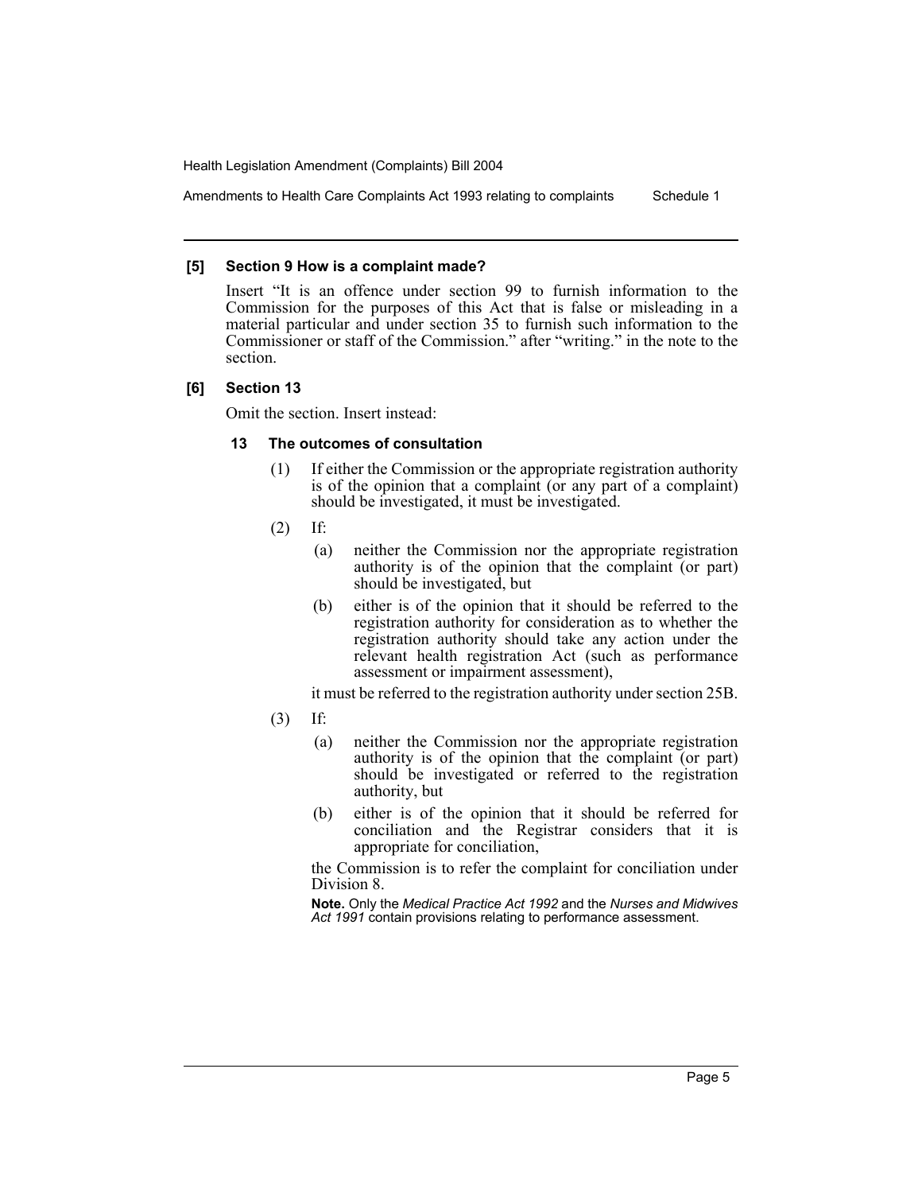**[5] Section 9 How is a complaint made?**

Insert "It is an offence under section 99 to furnish information to the Commission for the purposes of this Act that is false or misleading in a material particular and under section 35 to furnish such information to the Commissioner or staff of the Commission." after "writing." in the note to the section.

**[6] Section 13**

Omit the section. Insert instead:

**13 The outcomes of consultation**

(1) If either the Commission or the appropriate registration authority is of the opinion that a complaint (or any part of a complaint) should be investigated, it must be investigated.

(2) If:

(a) neither the Commission nor the appropriate registration authority is of the opinion that the complaint (or part) should be investigated, but

(b) either is of the opinion that it should be referred to the registration authority for consideration as to whether the registration authority should take any action under the relevant health registration Act (such as performance assessment or impairment assessment),

it must be referred to the registration authority under section 25B.

(3) If:

(a) neither the Commission nor the appropriate registration authority is of the opinion that the complaint (or part) should be investigated or referred to the registration authority, but

(b) either is of the opinion that it should be referred for conciliation and the Registrar considers that it is appropriate for conciliation,

the Commission is to refer the complaint for conciliation under Division 8.

**Note.** Only the *Medical Practice Act 1992* and the *Nurses and Midwives Act 1991* contain provisions relating to performance assessment.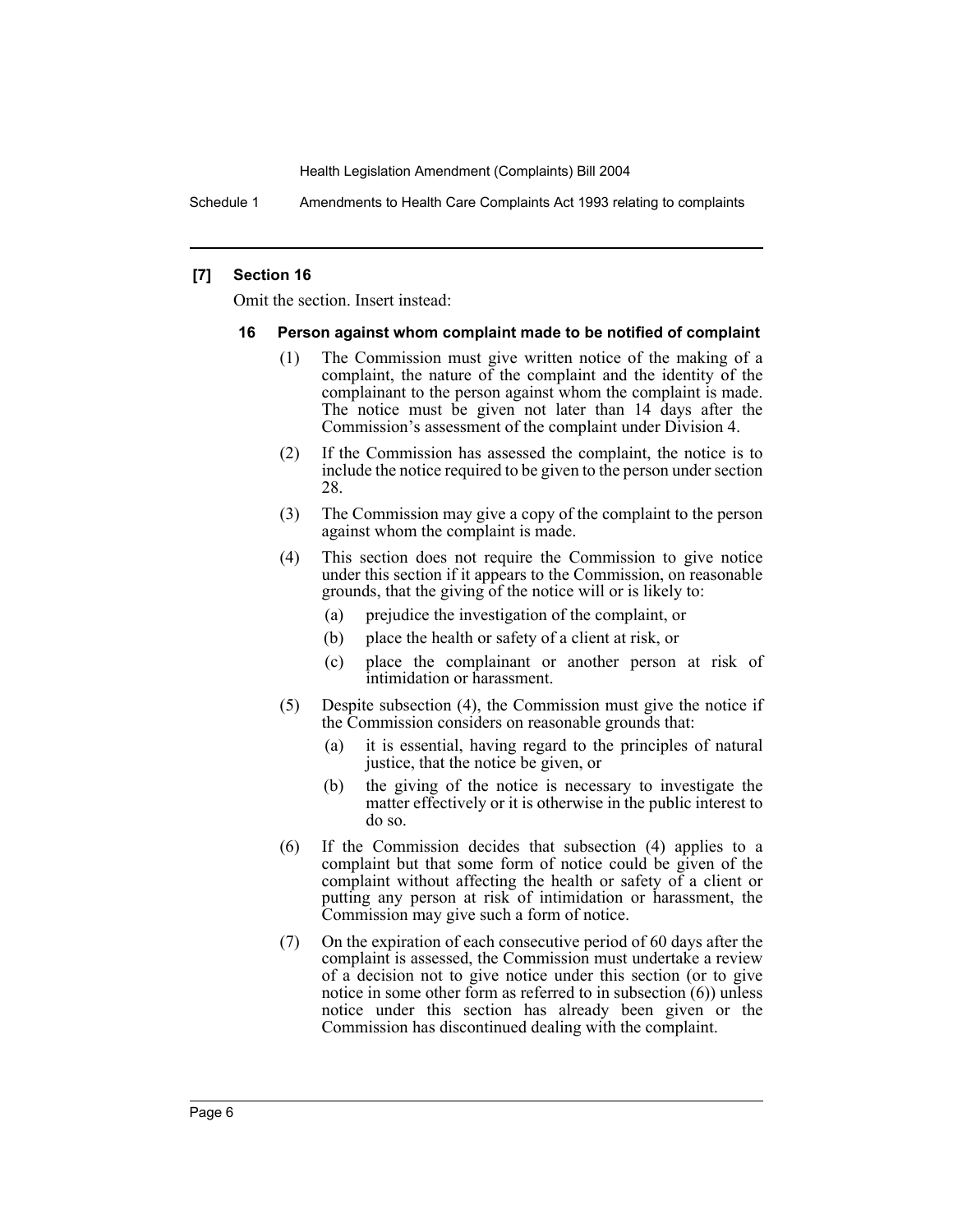### [7] Section 16

Omit the section. Insert instead:

#### 16 Person against whom complaint made to be notified of complaint

(1) The Commission must give written notice of the making of a complaint, the nature of the complaint and the identity of the complainant to the person against whom the complaint is made. The notice must be given not later than 14 days after the Commission's assessment of the complaint under Division 4.

(2) If the Commission has assessed the complaint, the notice is to include the notice required to be given to the person under section 28.

(3) The Commission may give a copy of the complaint to the person against whom the complaint is made.

(4) This section does not require the Commission to give notice under this section if it appears to the Commission, on reasonable grounds, that the giving of the notice will or is likely to:

- (a) prejudice the investigation of the complaint, or
- (b) place the health or safety of a client at risk, or
- (c) place the complainant or another person at risk of intimidation or harassment.

(5) Despite subsection (4), the Commission must give the notice if the Commission considers on reasonable grounds that:

- (a) it is essential, having regard to the principles of natural justice, that the notice be given, or
- (b) the giving of the notice is necessary to investigate the matter effectively or it is otherwise in the public interest to do so.

(6) If the Commission decides that subsection (4) applies to a complaint but that some form of notice could be given of the complaint without affecting the health or safety of a client or putting any person at risk of intimidation or harassment, the Commission may give such a form of notice.

(7) On the expiration of each consecutive period of 60 days after the complaint is assessed, the Commission must undertake a review of a decision not to give notice under this section (or to give notice in some other form as referred to in subsection (6)) unless notice under this section has already been given or the Commission has discontinued dealing with the complaint.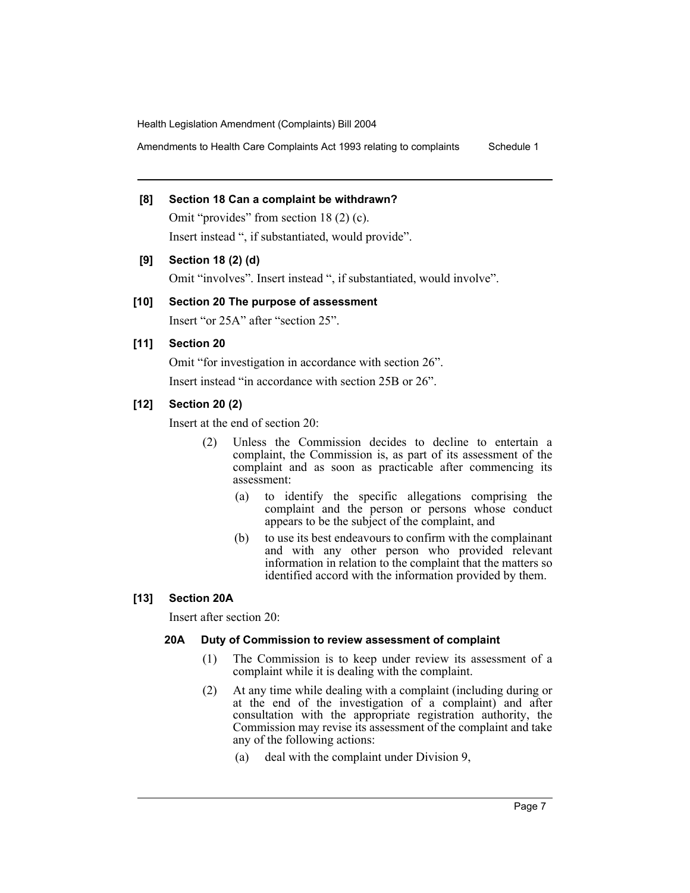**[8] Section 18 Can a complaint be withdrawn?**

Omit "provides" from section 18 (2) (c).

Insert instead ", if substantiated, would provide".

**[9] Section 18 (2) (d)**

Omit "involves". Insert instead ", if substantiated, would involve".

**[10] Section 20 The purpose of assessment**

Insert "or 25A" after "section 25".

**[11] Section 20**

Omit "for investigation in accordance with section 26".

Insert instead "in accordance with section 25B or 26".

**[12] Section 20 (2)**

Insert at the end of section 20:

(2) Unless the Commission decides to decline to entertain a complaint, the Commission is, as part of its assessment of the complaint and as soon as practicable after commencing its assessment:

(a) to identify the specific allegations comprising the complaint and the person or persons whose conduct appears to be the subject of the complaint, and

(b) to use its best endeavours to confirm with the complainant and with any other person who provided relevant information in relation to the complaint that the matters so identified accord with the information provided by them.

**[13] Section 20A**

Insert after section 20:

**20A Duty of Commission to review assessment of complaint**

(1) The Commission is to keep under review its assessment of a complaint while it is dealing with the complaint.

(2) At any time while dealing with a complaint (including during or at the end of the investigation of a complaint) and after consultation with the appropriate registration authority, the Commission may revise its assessment of the complaint and take any of the following actions:

(a) deal with the complaint under Division 9,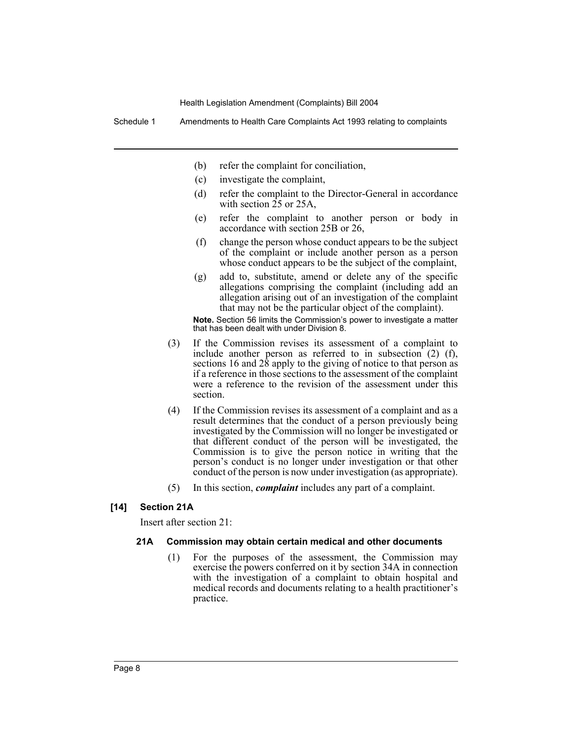(b) refer the complaint for conciliation,

(c) investigate the complaint,

(d) refer the complaint to the Director-General in accordance with section 25 or 25A,

(e) refer the complaint to another person or body in accordance with section 25B or 26,

(f) change the person whose conduct appears to be the subject of the complaint or include another person as a person whose conduct appears to be the subject of the complaint,

(g) add to, substitute, amend or delete any of the specific allegations comprising the complaint (including add an allegation arising out of an investigation of the complaint that may not be the particular object of the complaint).

**Note.** Section 56 limits the Commission's power to investigate a matter that has been dealt with under Division 8.

(3) If the Commission revises its assessment of a complaint to include another person as referred to in subsection (2) (f), sections 16 and 28 apply to the giving of notice to that person as if a reference in those sections to the assessment of the complaint were a reference to the revision of the assessment under this section.

(4) If the Commission revises its assessment of a complaint and as a result determines that the conduct of a person previously being investigated by the Commission will no longer be investigated or that different conduct of the person will be investigated, the Commission is to give the person notice in writing that the person's conduct is no longer under investigation or that other conduct of the person is now under investigation (as appropriate).

(5) In this section, ***complaint*** includes any part of a complaint.

### [14] Section 21A

Insert after section 21:

#### 21A Commission may obtain certain medical and other documents

(1) For the purposes of the assessment, the Commission may exercise the powers conferred on it by section 34A in connection with the investigation of a complaint to obtain hospital and medical records and documents relating to a health practitioner's practice.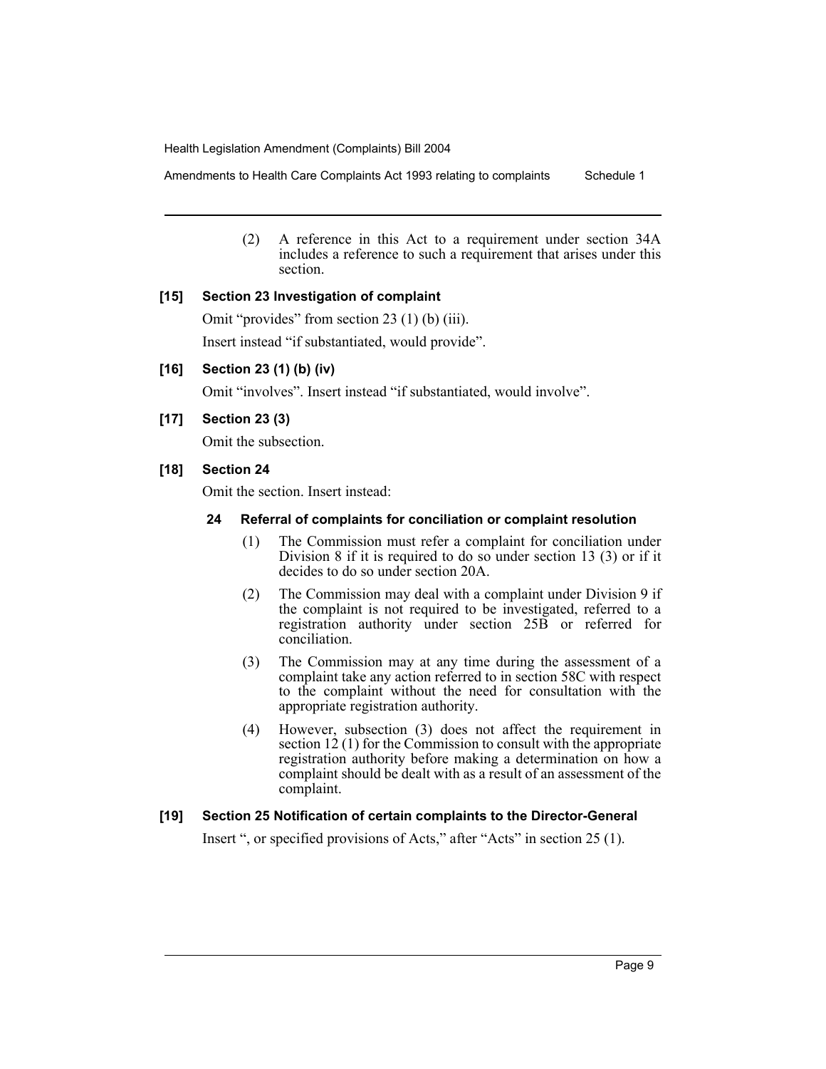(2) A reference in this Act to a requirement under section 34A includes a reference to such a requirement that arises under this section.

**[15] Section 23 Investigation of complaint**

Omit "provides" from section 23 (1) (b) (iii).

Insert instead "if substantiated, would provide".

**[16] Section 23 (1) (b) (iv)**

Omit "involves". Insert instead "if substantiated, would involve".

**[17] Section 23 (3)**

Omit the subsection.

**[18] Section 24**

Omit the section. Insert instead:

**24 Referral of complaints for conciliation or complaint resolution**

(1) The Commission must refer a complaint for conciliation under Division 8 if it is required to do so under section 13 (3) or if it decides to do so under section 20A.

(2) The Commission may deal with a complaint under Division 9 if the complaint is not required to be investigated, referred to a registration authority under section 25B or referred for conciliation.

(3) The Commission may at any time during the assessment of a complaint take any action referred to in section 58C with respect to the complaint without the need for consultation with the appropriate registration authority.

(4) However, subsection (3) does not affect the requirement in section 12 (1) for the Commission to consult with the appropriate registration authority before making a determination on how a complaint should be dealt with as a result of an assessment of the complaint.

**[19] Section 25 Notification of certain complaints to the Director-General**

Insert ", or specified provisions of Acts," after "Acts" in section 25 (1).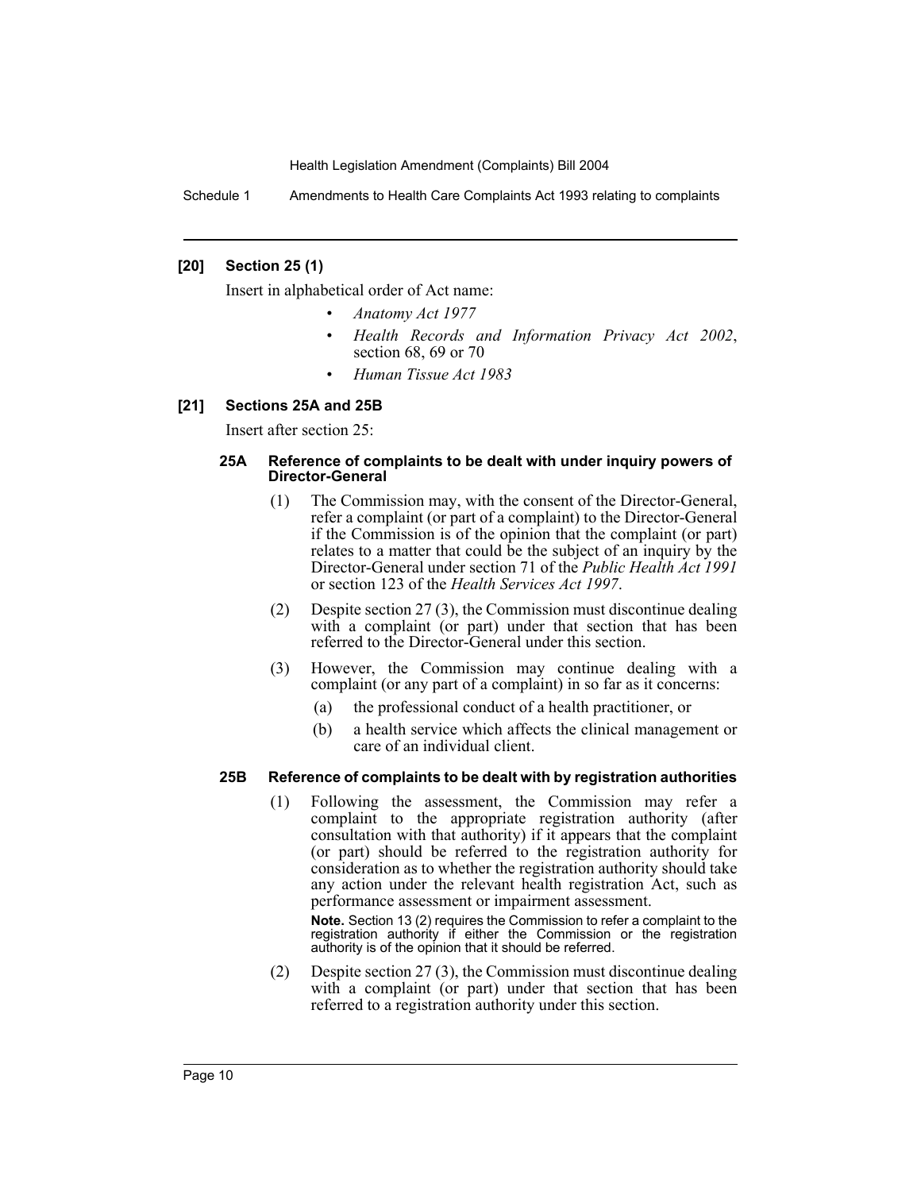### [20] Section 25 (1)

Insert in alphabetical order of Act name:

- *Anatomy Act 1977*
- *Health Records and Information Privacy Act 2002*, section 68, 69 or 70
- *Human Tissue Act 1983*

### [21] Sections 25A and 25B

Insert after section 25:

#### 25A Reference of complaints to be dealt with under inquiry powers of Director-General

(1) The Commission may, with the consent of the Director-General, refer a complaint (or part of a complaint) to the Director-General if the Commission is of the opinion that the complaint (or part) relates to a matter that could be the subject of an inquiry by the Director-General under section 71 of the *Public Health Act 1991* or section 123 of the *Health Services Act 1997*.

(2) Despite section 27 (3), the Commission must discontinue dealing with a complaint (or part) under that section that has been referred to the Director-General under this section.

(3) However, the Commission may continue dealing with a complaint (or any part of a complaint) in so far as it concerns:

(a) the professional conduct of a health practitioner, or

(b) a health service which affects the clinical management or care of an individual client.

#### 25B Reference of complaints to be dealt with by registration authorities

(1) Following the assessment, the Commission may refer a complaint to the appropriate registration authority (after consultation with that authority) if it appears that the complaint (or part) should be referred to the registration authority for consideration as to whether the registration authority should take any action under the relevant health registration Act, such as performance assessment or impairment assessment.

**Note.** Section 13 (2) requires the Commission to refer a complaint to the registration authority if either the Commission or the registration authority is of the opinion that it should be referred.

(2) Despite section 27 (3), the Commission must discontinue dealing with a complaint (or part) under that section that has been referred to a registration authority under this section.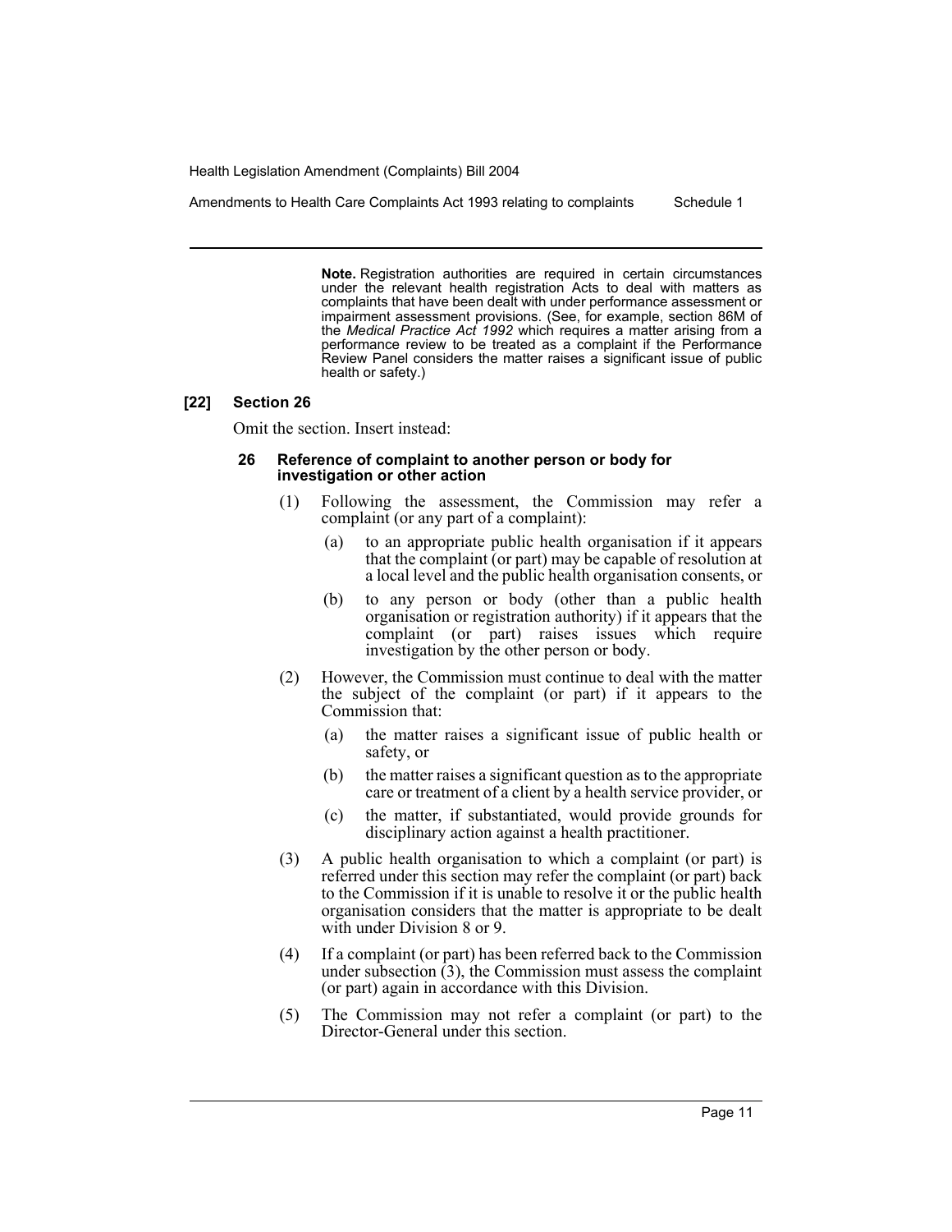**Note.** Registration authorities are required in certain circumstances under the relevant health registration Acts to deal with matters as complaints that have been dealt with under performance assessment or impairment assessment provisions. (See, for example, section 86M of the *Medical Practice Act 1992* which requires a matter arising from a performance review to be treated as a complaint if the Performance Review Panel considers the matter raises a significant issue of public health or safety.)

### [22] Section 26

Omit the section. Insert instead:

#### 26 Reference of complaint to another person or body for investigation or other action

(1) Following the assessment, the Commission may refer a complaint (or any part of a complaint):

(a) to an appropriate public health organisation if it appears that the complaint (or part) may be capable of resolution at a local level and the public health organisation consents, or

(b) to any person or body (other than a public health organisation or registration authority) if it appears that the complaint (or part) raises issues which require investigation by the other person or body.

(2) However, the Commission must continue to deal with the matter the subject of the complaint (or part) if it appears to the Commission that:

(a) the matter raises a significant issue of public health or safety, or

(b) the matter raises a significant question as to the appropriate care or treatment of a client by a health service provider, or

(c) the matter, if substantiated, would provide grounds for disciplinary action against a health practitioner.

(3) A public health organisation to which a complaint (or part) is referred under this section may refer the complaint (or part) back to the Commission if it is unable to resolve it or the public health organisation considers that the matter is appropriate to be dealt with under Division 8 or 9.

(4) If a complaint (or part) has been referred back to the Commission under subsection (3), the Commission must assess the complaint (or part) again in accordance with this Division.

(5) The Commission may not refer a complaint (or part) to the Director-General under this section.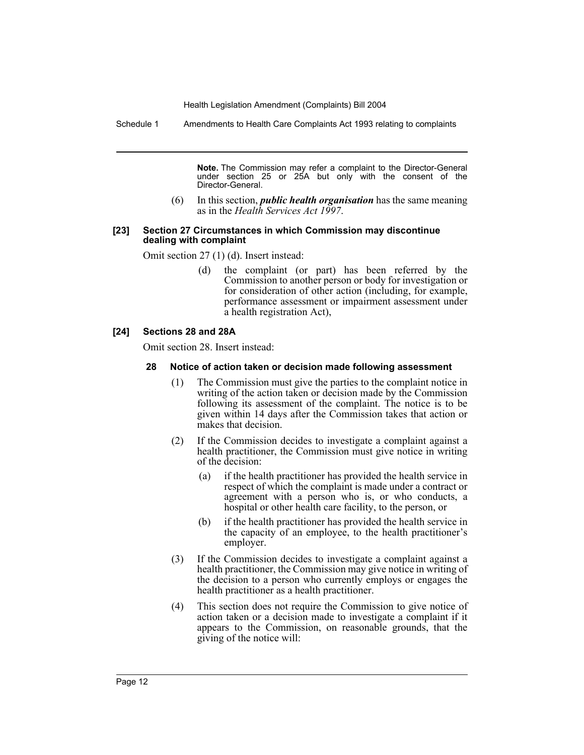**Note.** The Commission may refer a complaint to the Director-General under section 25 or 25A but only with the consent of the Director-General.

(6) In this section, ***public health organisation*** has the same meaning as in the *Health Services Act 1997*.

#### [23] Section 27 Circumstances in which Commission may discontinue dealing with complaint

Omit section 27 (1) (d). Insert instead:

(d) the complaint (or part) has been referred by the Commission to another person or body for investigation or for consideration of other action (including, for example, performance assessment or impairment assessment under a health registration Act),

#### [24] Sections 28 and 28A

Omit section 28. Insert instead:

##### 28 Notice of action taken or decision made following assessment

(1) The Commission must give the parties to the complaint notice in writing of the action taken or decision made by the Commission following its assessment of the complaint. The notice is to be given within 14 days after the Commission takes that action or makes that decision.

(2) If the Commission decides to investigate a complaint against a health practitioner, the Commission must give notice in writing of the decision:

(a) if the health practitioner has provided the health service in respect of which the complaint is made under a contract or agreement with a person who is, or who conducts, a hospital or other health care facility, to the person, or

(b) if the health practitioner has provided the health service in the capacity of an employee, to the health practitioner's employer.

(3) If the Commission decides to investigate a complaint against a health practitioner, the Commission may give notice in writing of the decision to a person who currently employs or engages the health practitioner as a health practitioner.

(4) This section does not require the Commission to give notice of action taken or a decision made to investigate a complaint if it appears to the Commission, on reasonable grounds, that the giving of the notice will: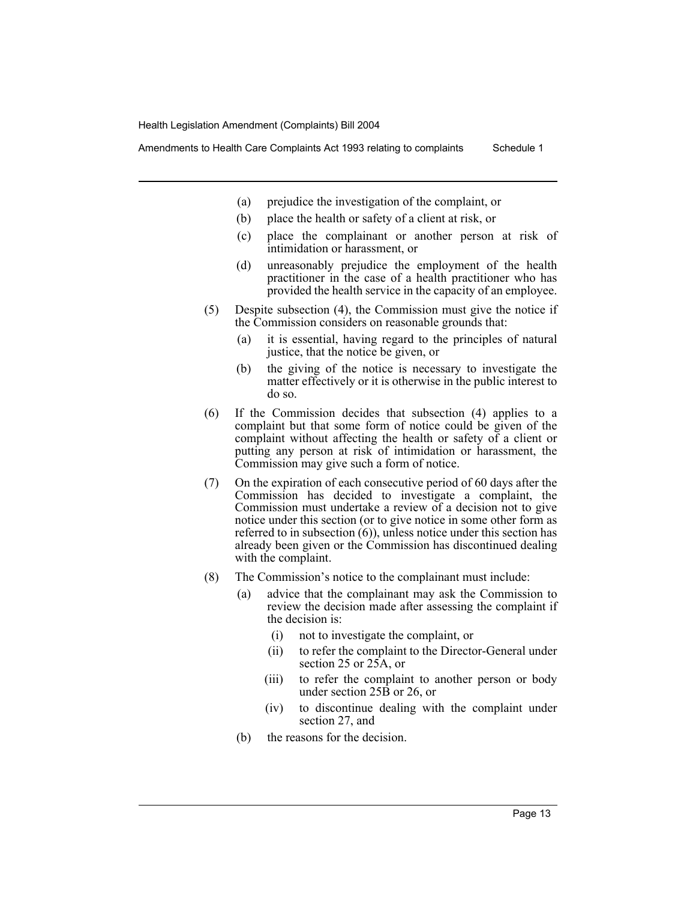(a) prejudice the investigation of the complaint, or

(b) place the health or safety of a client at risk, or

(c) place the complainant or another person at risk of intimidation or harassment, or

(d) unreasonably prejudice the employment of the health practitioner in the case of a health practitioner who has provided the health service in the capacity of an employee.

(5) Despite subsection (4), the Commission must give the notice if the Commission considers on reasonable grounds that:

(a) it is essential, having regard to the principles of natural justice, that the notice be given, or

(b) the giving of the notice is necessary to investigate the matter effectively or it is otherwise in the public interest to do so.

(6) If the Commission decides that subsection (4) applies to a complaint but that some form of notice could be given of the complaint without affecting the health or safety of a client or putting any person at risk of intimidation or harassment, the Commission may give such a form of notice.

(7) On the expiration of each consecutive period of 60 days after the Commission has decided to investigate a complaint, the Commission must undertake a review of a decision not to give notice under this section (or to give notice in some other form as referred to in subsection (6)), unless notice under this section has already been given or the Commission has discontinued dealing with the complaint.

(8) The Commission's notice to the complainant must include:

(a) advice that the complainant may ask the Commission to review the decision made after assessing the complaint if the decision is:

(i) not to investigate the complaint, or

(ii) to refer the complaint to the Director-General under section 25 or 25A, or

(iii) to refer the complaint to another person or body under section 25B or 26, or

(iv) to discontinue dealing with the complaint under section 27, and

(b) the reasons for the decision.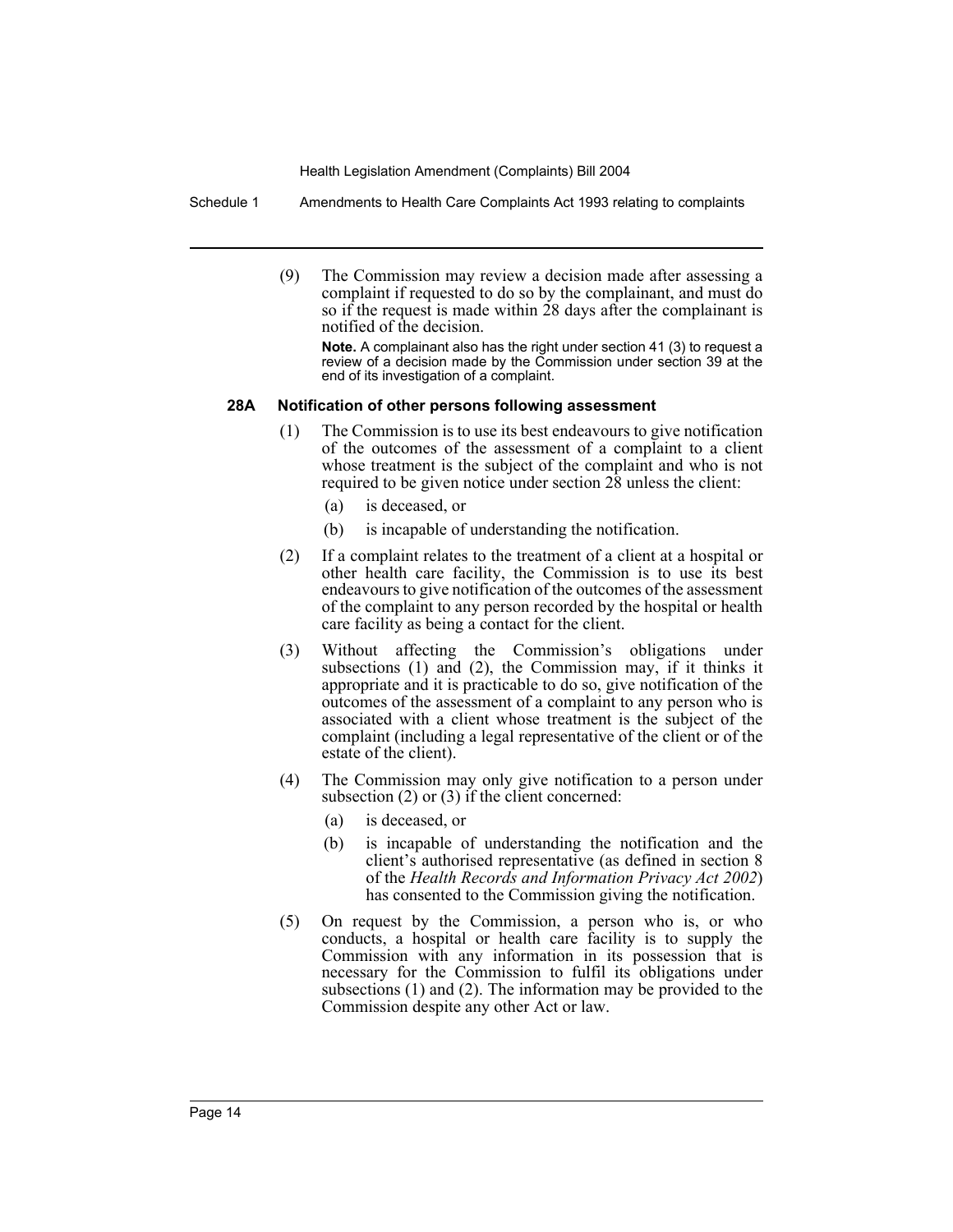(9) The Commission may review a decision made after assessing a complaint if requested to do so by the complainant, and must do so if the request is made within 28 days after the complainant is notified of the decision.

**Note.** A complainant also has the right under section 41 (3) to request a review of a decision made by the Commission under section 39 at the end of its investigation of a complaint.

### 28A Notification of other persons following assessment

(1) The Commission is to use its best endeavours to give notification of the outcomes of the assessment of a complaint to a client whose treatment is the subject of the complaint and who is not required to be given notice under section 28 unless the client:

- (a) is deceased, or
- (b) is incapable of understanding the notification.

(2) If a complaint relates to the treatment of a client at a hospital or other health care facility, the Commission is to use its best endeavours to give notification of the outcomes of the assessment of the complaint to any person recorded by the hospital or health care facility as being a contact for the client.

(3) Without affecting the Commission's obligations under subsections (1) and (2), the Commission may, if it thinks it appropriate and it is practicable to do so, give notification of the outcomes of the assessment of a complaint to any person who is associated with a client whose treatment is the subject of the complaint (including a legal representative of the client or of the estate of the client).

(4) The Commission may only give notification to a person under subsection (2) or (3) if the client concerned:

- (a) is deceased, or
- (b) is incapable of understanding the notification and the client's authorised representative (as defined in section 8 of the *Health Records and Information Privacy Act 2002*) has consented to the Commission giving the notification.

(5) On request by the Commission, a person who is, or who conducts, a hospital or health care facility is to supply the Commission with any information in its possession that is necessary for the Commission to fulfil its obligations under subsections (1) and (2). The information may be provided to the Commission despite any other Act or law.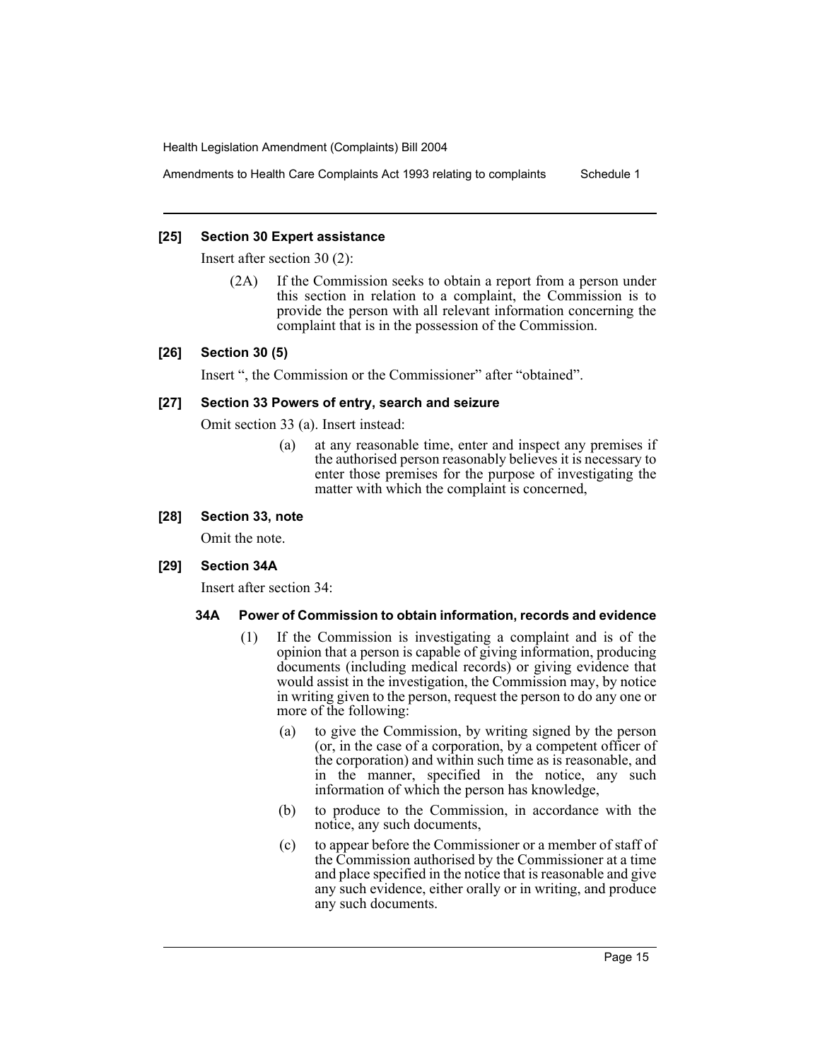### [25] Section 30 Expert assistance

Insert after section 30 (2):

> (2A) If the Commission seeks to obtain a report from a person under this section in relation to a complaint, the Commission is to provide the person with all relevant information concerning the complaint that is in the possession of the Commission.

### [26] Section 30 (5)

Insert ", the Commission or the Commissioner" after "obtained".

### [27] Section 33 Powers of entry, search and seizure

Omit section 33 (a). Insert instead:

> (a) at any reasonable time, enter and inspect any premises if the authorised person reasonably believes it is necessary to enter those premises for the purpose of investigating the matter with which the complaint is concerned,

### [28] Section 33, note

Omit the note.

### [29] Section 34A

Insert after section 34:

#### 34A Power of Commission to obtain information, records and evidence

(1) If the Commission is investigating a complaint and is of the opinion that a person is capable of giving information, producing documents (including medical records) or giving evidence that would assist in the investigation, the Commission may, by notice in writing given to the person, request the person to do any one or more of the following:

- (a) to give the Commission, by writing signed by the person (or, in the case of a corporation, by a competent officer of the corporation) and within such time as is reasonable, and in the manner, specified in the notice, any such information of which the person has knowledge,
- (b) to produce to the Commission, in accordance with the notice, any such documents,
- (c) to appear before the Commissioner or a member of staff of the Commission authorised by the Commissioner at a time and place specified in the notice that is reasonable and give any such evidence, either orally or in writing, and produce any such documents.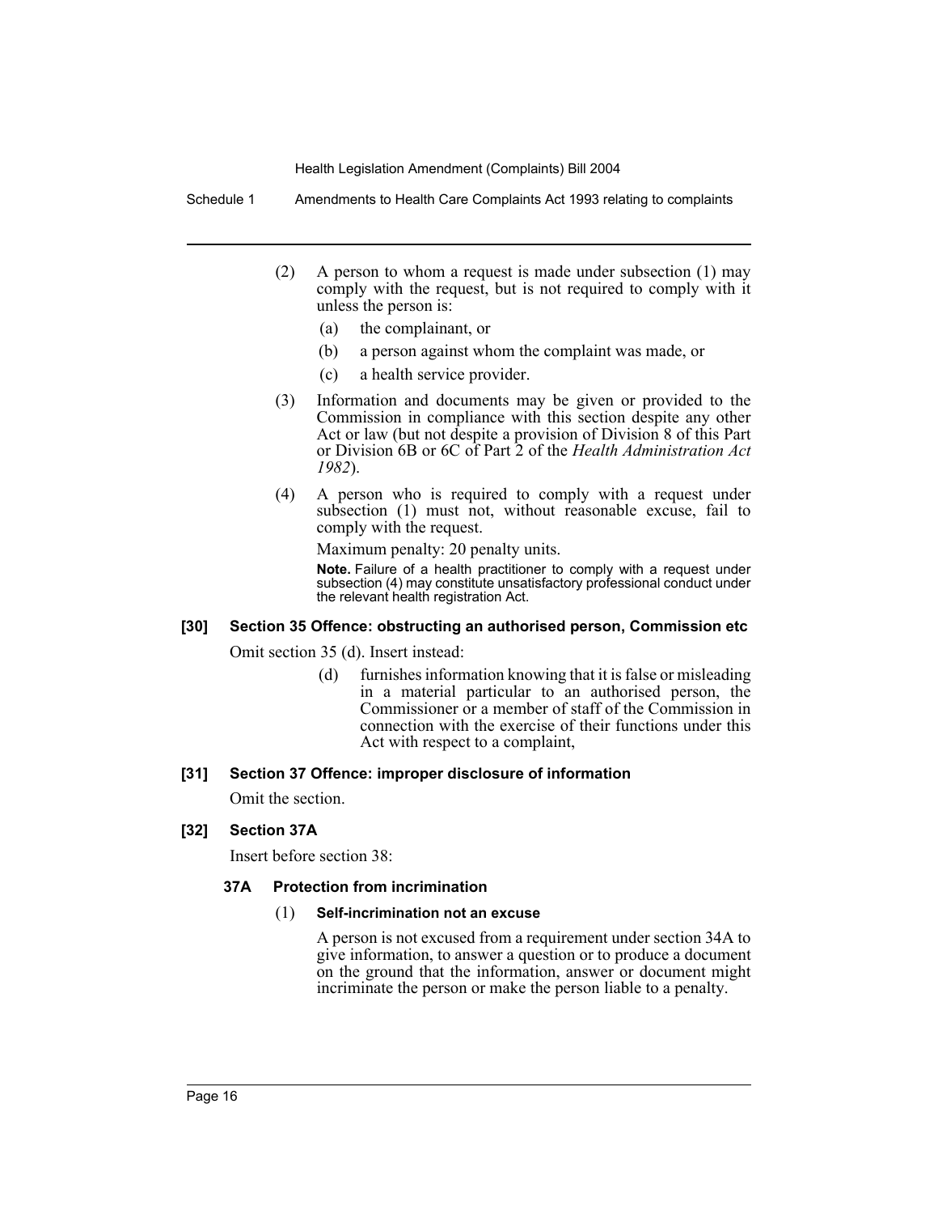(2) A person to whom a request is made under subsection (1) may comply with the request, but is not required to comply with it unless the person is:

- (a) the complainant, or
- (b) a person against whom the complaint was made, or
- (c) a health service provider.

(3) Information and documents may be given or provided to the Commission in compliance with this section despite any other Act or law (but not despite a provision of Division 8 of this Part or Division 6B or 6C of Part 2 of the *Health Administration Act 1982*).

(4) A person who is required to comply with a request under subsection (1) must not, without reasonable excuse, fail to comply with the request.

Maximum penalty: 20 penalty units.

**Note.** Failure of a health practitioner to comply with a request under subsection (4) may constitute unsatisfactory professional conduct under the relevant health registration Act.

### [30] Section 35 Offence: obstructing an authorised person, Commission etc

Omit section 35 (d). Insert instead:

(d) furnishes information knowing that it is false or misleading in a material particular to an authorised person, the Commissioner or a member of staff of the Commission in connection with the exercise of their functions under this Act with respect to a complaint,

### [31] Section 37 Offence: improper disclosure of information

Omit the section.

### [32] Section 37A

Insert before section 38:

#### 37A Protection from incrimination

(1) **Self-incrimination not an excuse**

A person is not excused from a requirement under section 34A to give information, to answer a question or to produce a document on the ground that the information, answer or document might incriminate the person or make the person liable to a penalty.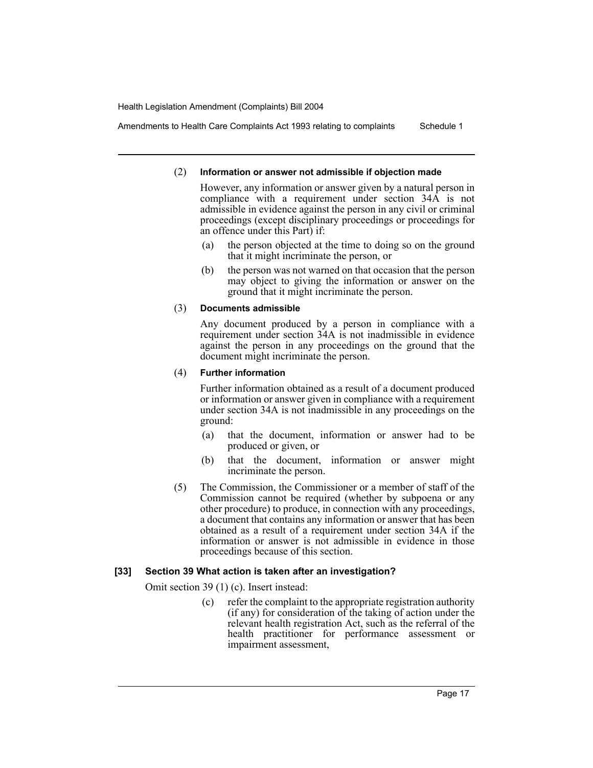(2) **Information or answer not admissible if objection made**

However, any information or answer given by a natural person in compliance with a requirement under section 34A is not admissible in evidence against the person in any civil or criminal proceedings (except disciplinary proceedings or proceedings for an offence under this Part) if:

- (a) the person objected at the time to doing so on the ground that it might incriminate the person, or
- (b) the person was not warned on that occasion that the person may object to giving the information or answer on the ground that it might incriminate the person.

(3) **Documents admissible**

Any document produced by a person in compliance with a requirement under section 34A is not inadmissible in evidence against the person in any proceedings on the ground that the document might incriminate the person.

(4) **Further information**

Further information obtained as a result of a document produced or information or answer given in compliance with a requirement under section 34A is not inadmissible in any proceedings on the ground:

- (a) that the document, information or answer had to be produced or given, or
- (b) that the document, information or answer might incriminate the person.

(5) The Commission, the Commissioner or a member of staff of the Commission cannot be required (whether by subpoena or any other procedure) to produce, in connection with any proceedings, a document that contains any information or answer that has been obtained as a result of a requirement under section 34A if the information or answer is not admissible in evidence in those proceedings because of this section.

**[33] Section 39 What action is taken after an investigation?**

Omit section 39 (1) (c). Insert instead:

- (c) refer the complaint to the appropriate registration authority (if any) for consideration of the taking of action under the relevant health registration Act, such as the referral of the health practitioner for performance assessment or impairment assessment,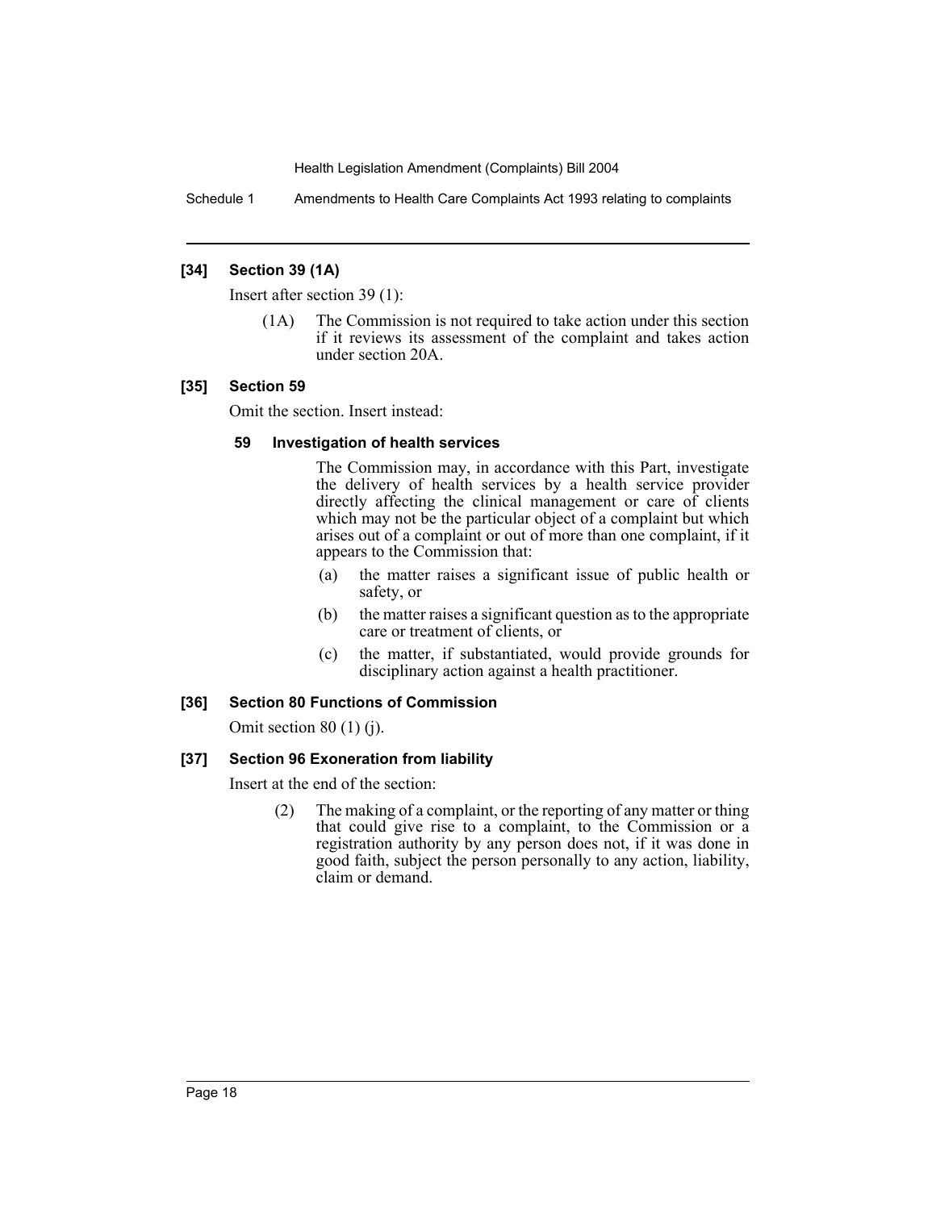### [34] Section 39 (1A)

Insert after section 39 (1):

> (1A) The Commission is not required to take action under this section if it reviews its assessment of the complaint and takes action under section 20A.

### [35] Section 59

Omit the section. Insert instead:

> **59 Investigation of health services**
>
> The Commission may, in accordance with this Part, investigate the delivery of health services by a health service provider directly affecting the clinical management or care of clients which may not be the particular object of a complaint but which arises out of a complaint or out of more than one complaint, if it appears to the Commission that:
>
> (a) the matter raises a significant issue of public health or safety, or
>
> (b) the matter raises a significant question as to the appropriate care or treatment of clients, or
>
> (c) the matter, if substantiated, would provide grounds for disciplinary action against a health practitioner.

### [36] Section 80 Functions of Commission

Omit section 80 (1) (j).

### [37] Section 96 Exoneration from liability

Insert at the end of the section:

> (2) The making of a complaint, or the reporting of any matter or thing that could give rise to a complaint, to the Commission or a registration authority by any person does not, if it was done in good faith, subject the person personally to any action, liability, claim or demand.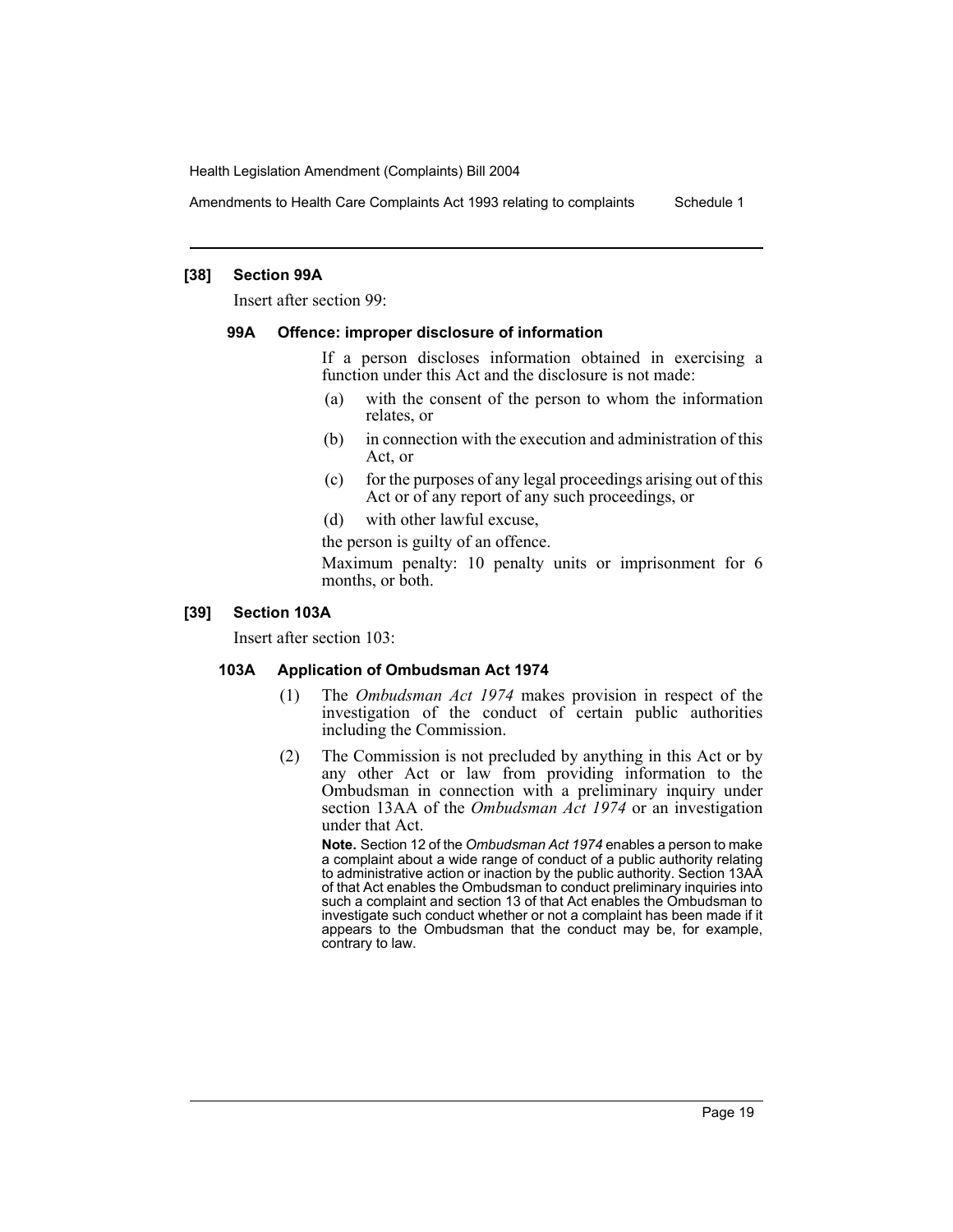### [38] Section 99A

Insert after section 99:

#### 99A Offence: improper disclosure of information

If a person discloses information obtained in exercising a function under this Act and the disclosure is not made:

(a) with the consent of the person to whom the information relates, or

(b) in connection with the execution and administration of this Act, or

(c) for the purposes of any legal proceedings arising out of this Act or of any report of any such proceedings, or

(d) with other lawful excuse,

the person is guilty of an offence.

Maximum penalty: 10 penalty units or imprisonment for 6 months, or both.

### [39] Section 103A

Insert after section 103:

#### 103A Application of Ombudsman Act 1974

(1) The *Ombudsman Act 1974* makes provision in respect of the investigation of the conduct of certain public authorities including the Commission.

(2) The Commission is not precluded by anything in this Act or by any other Act or law from providing information to the Ombudsman in connection with a preliminary inquiry under section 13AA of the *Ombudsman Act 1974* or an investigation under that Act.

**Note.** Section 12 of the *Ombudsman Act 1974* enables a person to make a complaint about a wide range of conduct of a public authority relating to administrative action or inaction by the public authority. Section 13AA of that Act enables the Ombudsman to conduct preliminary inquiries into such a complaint and section 13 of that Act enables the Ombudsman to investigate such conduct whether or not a complaint has been made if it appears to the Ombudsman that the conduct may be, for example, contrary to law.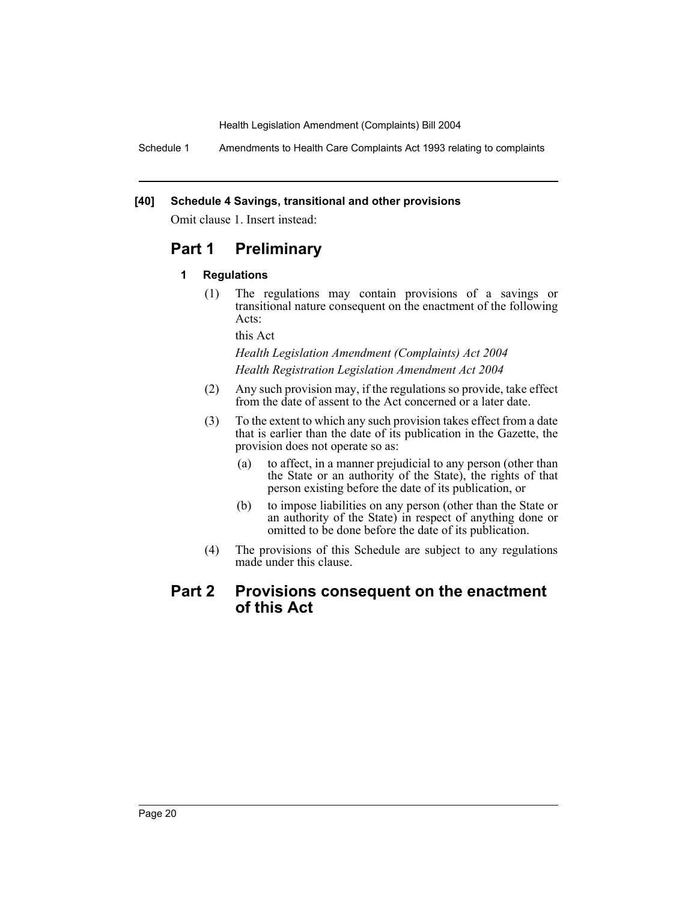**[40] Schedule 4 Savings, transitional and other provisions**

Omit clause 1. Insert instead:

## Part 1 Preliminary

### 1 Regulations

(1) The regulations may contain provisions of a savings or transitional nature consequent on the enactment of the following Acts:

this Act

*Health Legislation Amendment (Complaints) Act 2004*

*Health Registration Legislation Amendment Act 2004*

(2) Any such provision may, if the regulations so provide, take effect from the date of assent to the Act concerned or a later date.

(3) To the extent to which any such provision takes effect from a date that is earlier than the date of its publication in the Gazette, the provision does not operate so as:

(a) to affect, in a manner prejudicial to any person (other than the State or an authority of the State), the rights of that person existing before the date of its publication, or

(b) to impose liabilities on any person (other than the State or an authority of the State) in respect of anything done or omitted to be done before the date of its publication.

(4) The provisions of this Schedule are subject to any regulations made under this clause.

## Part 2 Provisions consequent on the enactment of this Act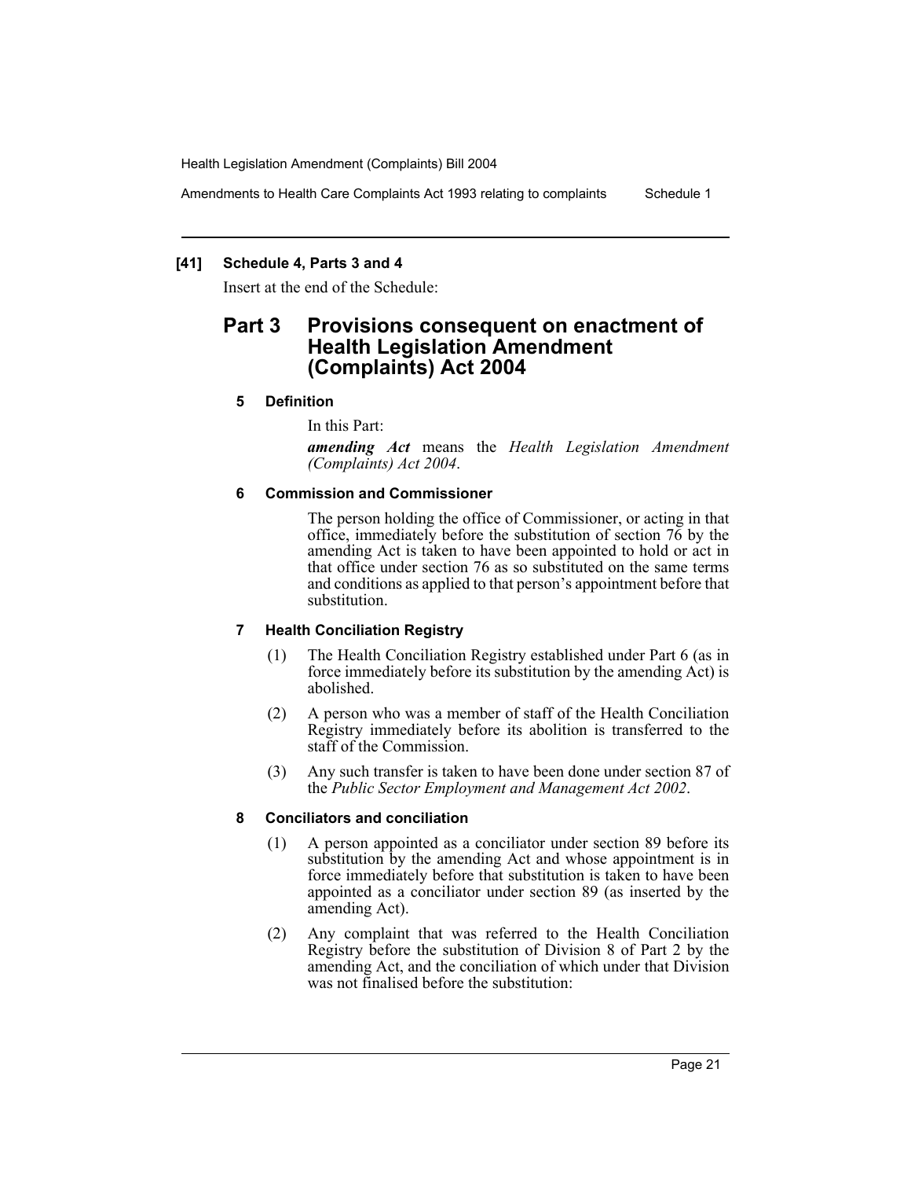**[41] Schedule 4, Parts 3 and 4**

Insert at the end of the Schedule:

## Part 3 Provisions consequent on enactment of Health Legislation Amendment (Complaints) Act 2004

### 5 Definition

In this Part:

***amending Act*** means the *Health Legislation Amendment (Complaints) Act 2004*.

### 6 Commission and Commissioner

The person holding the office of Commissioner, or acting in that office, immediately before the substitution of section 76 by the amending Act is taken to have been appointed to hold or act in that office under section 76 as so substituted on the same terms and conditions as applied to that person's appointment before that substitution.

### 7 Health Conciliation Registry

(1) The Health Conciliation Registry established under Part 6 (as in force immediately before its substitution by the amending Act) is abolished.

(2) A person who was a member of staff of the Health Conciliation Registry immediately before its abolition is transferred to the staff of the Commission.

(3) Any such transfer is taken to have been done under section 87 of the *Public Sector Employment and Management Act 2002*.

### 8 Conciliators and conciliation

(1) A person appointed as a conciliator under section 89 before its substitution by the amending Act and whose appointment is in force immediately before that substitution is taken to have been appointed as a conciliator under section 89 (as inserted by the amending Act).

(2) Any complaint that was referred to the Health Conciliation Registry before the substitution of Division 8 of Part 2 by the amending Act, and the conciliation of which under that Division was not finalised before the substitution: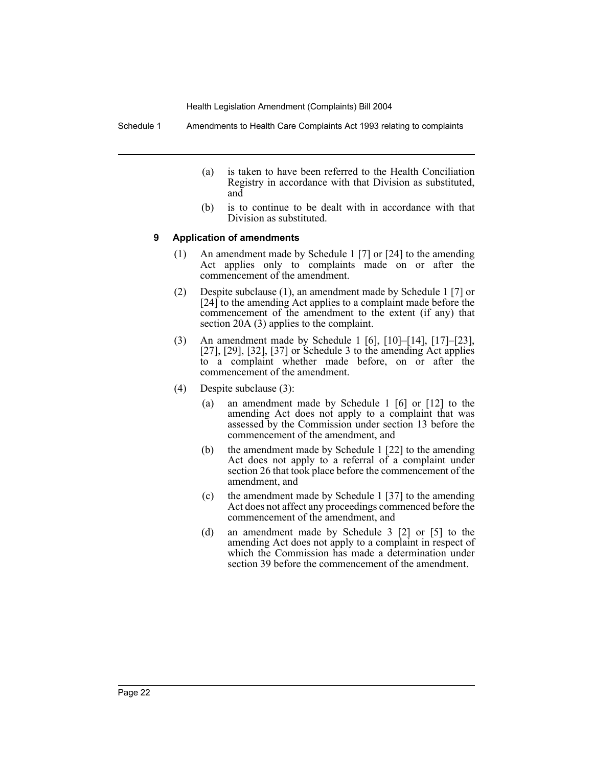(a) is taken to have been referred to the Health Conciliation Registry in accordance with that Division as substituted, and

(b) is to continue to be dealt with in accordance with that Division as substituted.

### 9 Application of amendments

(1) An amendment made by Schedule 1 [7] or [24] to the amending Act applies only to complaints made on or after the commencement of the amendment.

(2) Despite subclause (1), an amendment made by Schedule 1 [7] or [24] to the amending Act applies to a complaint made before the commencement of the amendment to the extent (if any) that section 20A (3) applies to the complaint.

(3) An amendment made by Schedule 1 [6], [10]–[14], [17]–[23], [27], [29], [32], [37] or Schedule 3 to the amending Act applies to a complaint whether made before, on or after the commencement of the amendment.

(4) Despite subclause (3):

(a) an amendment made by Schedule 1 [6] or [12] to the amending Act does not apply to a complaint that was assessed by the Commission under section 13 before the commencement of the amendment, and

(b) the amendment made by Schedule 1 [22] to the amending Act does not apply to a referral of a complaint under section 26 that took place before the commencement of the amendment, and

(c) the amendment made by Schedule 1 [37] to the amending Act does not affect any proceedings commenced before the commencement of the amendment, and

(d) an amendment made by Schedule 3 [2] or [5] to the amending Act does not apply to a complaint in respect of which the Commission has made a determination under section 39 before the commencement of the amendment.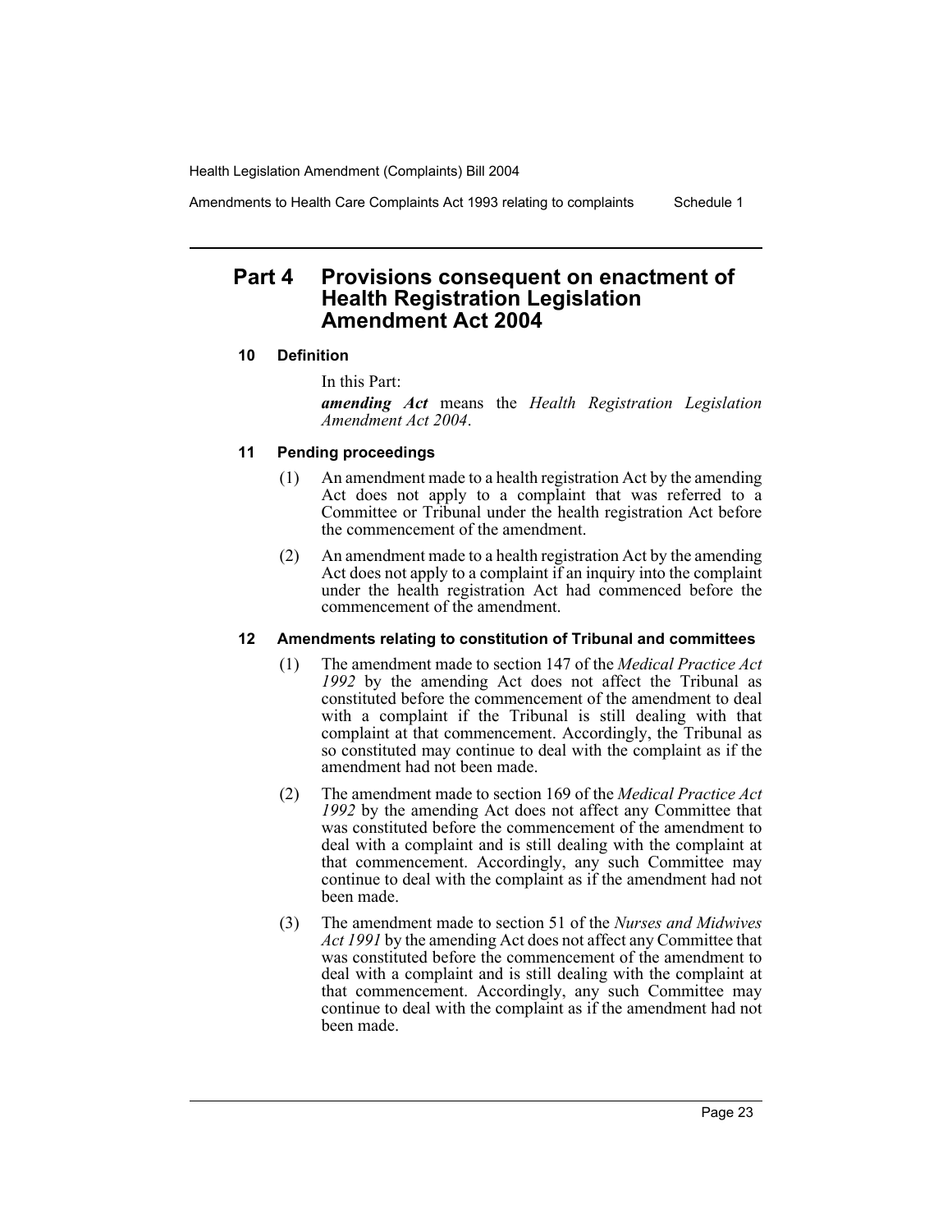## Part 4 Provisions consequent on enactment of Health Registration Legislation Amendment Act 2004

### 10 Definition

In this Part:

***amending Act*** means the *Health Registration Legislation Amendment Act 2004*.

### 11 Pending proceedings

(1) An amendment made to a health registration Act by the amending Act does not apply to a complaint that was referred to a Committee or Tribunal under the health registration Act before the commencement of the amendment.

(2) An amendment made to a health registration Act by the amending Act does not apply to a complaint if an inquiry into the complaint under the health registration Act had commenced before the commencement of the amendment.

### 12 Amendments relating to constitution of Tribunal and committees

(1) The amendment made to section 147 of the *Medical Practice Act 1992* by the amending Act does not affect the Tribunal as constituted before the commencement of the amendment to deal with a complaint if the Tribunal is still dealing with that complaint at that commencement. Accordingly, the Tribunal as so constituted may continue to deal with the complaint as if the amendment had not been made.

(2) The amendment made to section 169 of the *Medical Practice Act 1992* by the amending Act does not affect any Committee that was constituted before the commencement of the amendment to deal with a complaint and is still dealing with the complaint at that commencement. Accordingly, any such Committee may continue to deal with the complaint as if the amendment had not been made.

(3) The amendment made to section 51 of the *Nurses and Midwives Act 1991* by the amending Act does not affect any Committee that was constituted before the commencement of the amendment to deal with a complaint and is still dealing with the complaint at that commencement. Accordingly, any such Committee may continue to deal with the complaint as if the amendment had not been made.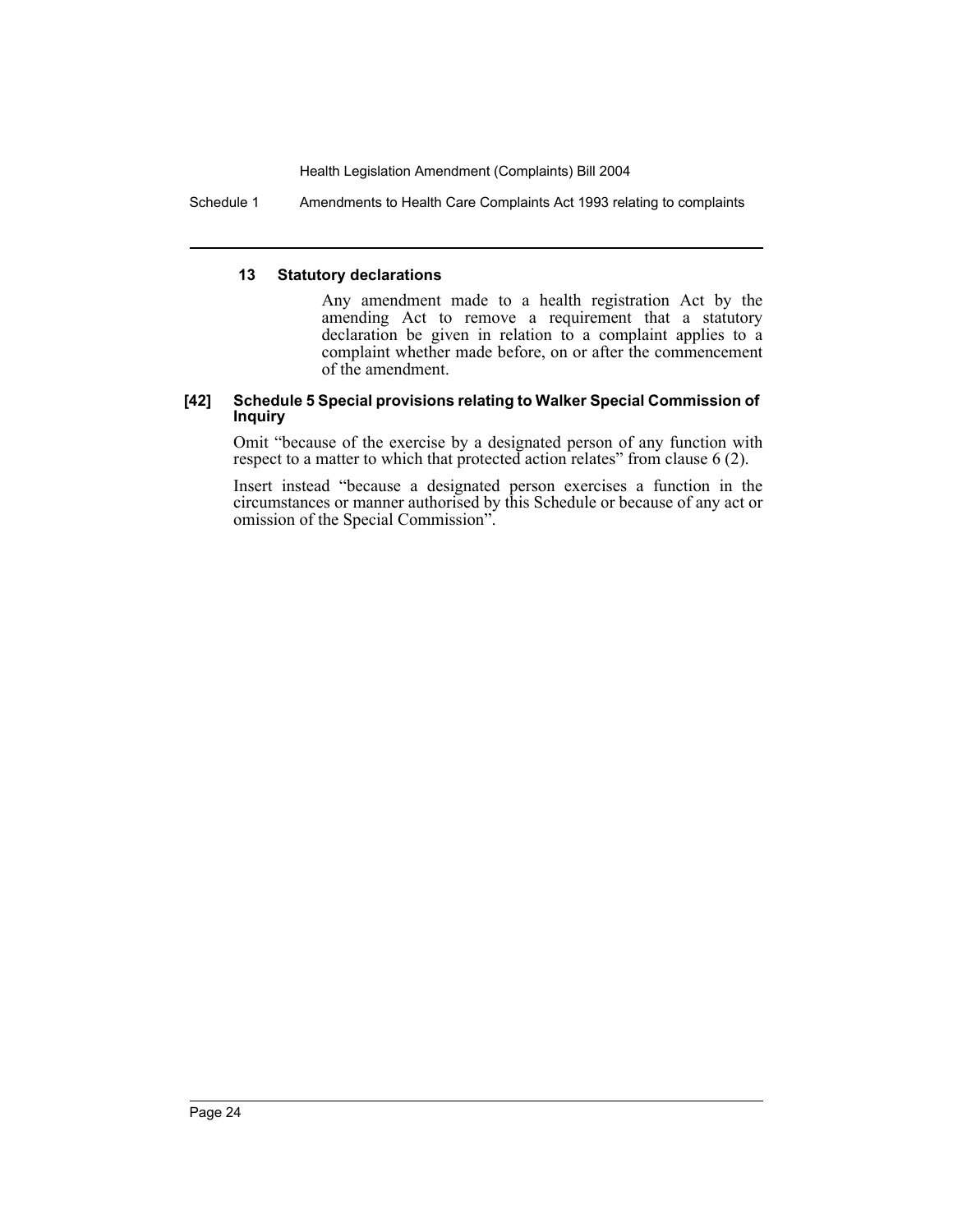#### 13 Statutory declarations

Any amendment made to a health registration Act by the amending Act to remove a requirement that a statutory declaration be given in relation to a complaint applies to a complaint whether made before, on or after the commencement of the amendment.

#### [42] Schedule 5 Special provisions relating to Walker Special Commission of Inquiry

Omit "because of the exercise by a designated person of any function with respect to a matter to which that protected action relates" from clause 6 (2).

Insert instead "because a designated person exercises a function in the circumstances or manner authorised by this Schedule or because of any act or omission of the Special Commission".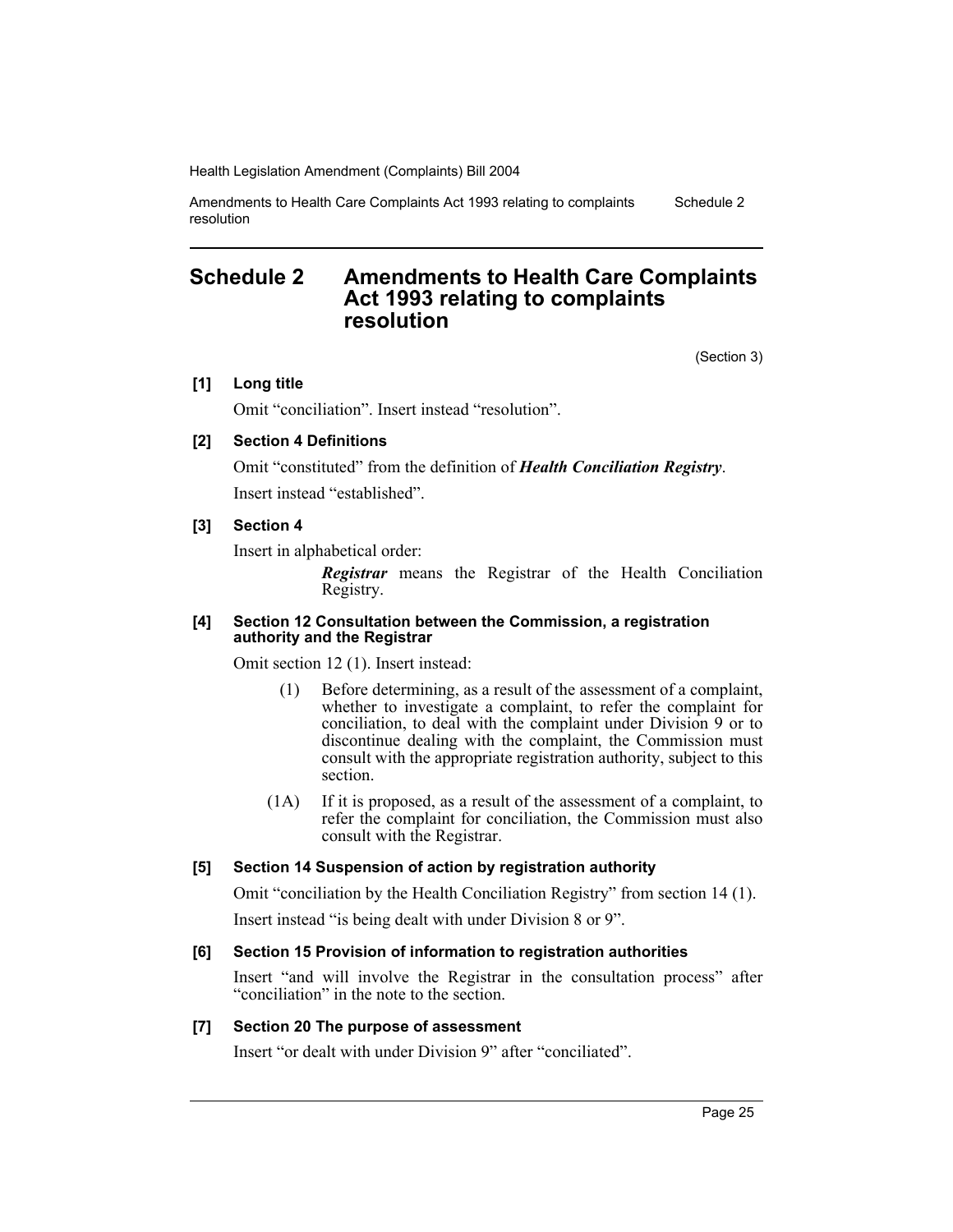# Schedule 2 Amendments to Health Care Complaints Act 1993 relating to complaints resolution

(Section 3)

**[1] Long title**

Omit “conciliation”. Insert instead “resolution”.

**[2] Section 4 Definitions**

Omit “constituted” from the definition of ***Health Conciliation Registry***.

Insert instead “established”.

**[3] Section 4**

Insert in alphabetical order:

> ***Registrar*** means the Registrar of the Health Conciliation Registry.

**[4] Section 12 Consultation between the Commission, a registration authority and the Registrar**

Omit section 12 (1). Insert instead:

> (1) Before determining, as a result of the assessment of a complaint, whether to investigate a complaint, to refer the complaint for conciliation, to deal with the complaint under Division 9 or to discontinue dealing with the complaint, the Commission must consult with the appropriate registration authority, subject to this section.
>
> (1A) If it is proposed, as a result of the assessment of a complaint, to refer the complaint for conciliation, the Commission must also consult with the Registrar.

**[5] Section 14 Suspension of action by registration authority**

Omit “conciliation by the Health Conciliation Registry” from section 14 (1).

Insert instead “is being dealt with under Division 8 or 9”.

**[6] Section 15 Provision of information to registration authorities**

Insert “and will involve the Registrar in the consultation process” after “conciliation” in the note to the section.

**[7] Section 20 The purpose of assessment**

Insert “or dealt with under Division 9” after “conciliated”.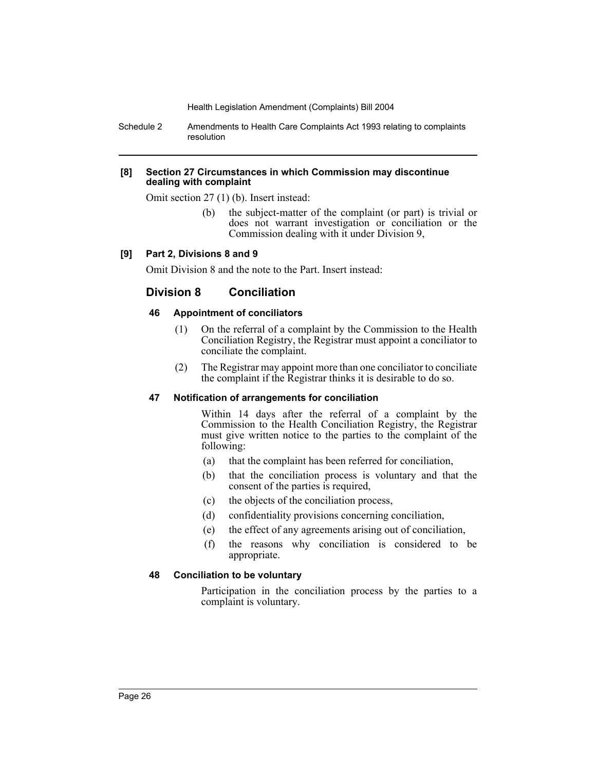**[8] Section 27 Circumstances in which Commission may discontinue dealing with complaint**

Omit section 27 (1) (b). Insert instead:

> (b) the subject-matter of the complaint (or part) is trivial or does not warrant investigation or conciliation or the Commission dealing with it under Division 9,

**[9] Part 2, Divisions 8 and 9**

Omit Division 8 and the note to the Part. Insert instead:

## Division 8 Conciliation

### 46 Appointment of conciliators

(1) On the referral of a complaint by the Commission to the Health Conciliation Registry, the Registrar must appoint a conciliator to conciliate the complaint.

(2) The Registrar may appoint more than one conciliator to conciliate the complaint if the Registrar thinks it is desirable to do so.

### 47 Notification of arrangements for conciliation

Within 14 days after the referral of a complaint by the Commission to the Health Conciliation Registry, the Registrar must give written notice to the parties to the complaint of the following:

(a) that the complaint has been referred for conciliation,

(b) that the conciliation process is voluntary and that the consent of the parties is required,

(c) the objects of the conciliation process,

(d) confidentiality provisions concerning conciliation,

(e) the effect of any agreements arising out of conciliation,

(f) the reasons why conciliation is considered to be appropriate.

### 48 Conciliation to be voluntary

Participation in the conciliation process by the parties to a complaint is voluntary.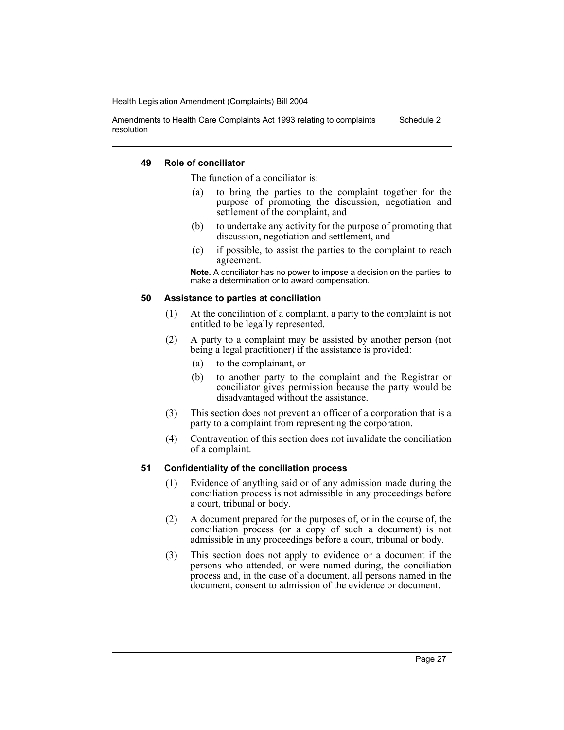### 49 Role of conciliator

The function of a conciliator is:

(a) to bring the parties to the complaint together for the purpose of promoting the discussion, negotiation and settlement of the complaint, and

(b) to undertake any activity for the purpose of promoting that discussion, negotiation and settlement, and

(c) if possible, to assist the parties to the complaint to reach agreement.

**Note.** A conciliator has no power to impose a decision on the parties, to make a determination or to award compensation.

### 50 Assistance to parties at conciliation

(1) At the conciliation of a complaint, a party to the complaint is not entitled to be legally represented.

(2) A party to a complaint may be assisted by another person (not being a legal practitioner) if the assistance is provided:

(a) to the complainant, or

(b) to another party to the complaint and the Registrar or conciliator gives permission because the party would be disadvantaged without the assistance.

(3) This section does not prevent an officer of a corporation that is a party to a complaint from representing the corporation.

(4) Contravention of this section does not invalidate the conciliation of a complaint.

### 51 Confidentiality of the conciliation process

(1) Evidence of anything said or of any admission made during the conciliation process is not admissible in any proceedings before a court, tribunal or body.

(2) A document prepared for the purposes of, or in the course of, the conciliation process (or a copy of such a document) is not admissible in any proceedings before a court, tribunal or body.

(3) This section does not apply to evidence or a document if the persons who attended, or were named during, the conciliation process and, in the case of a document, all persons named in the document, consent to admission of the evidence or document.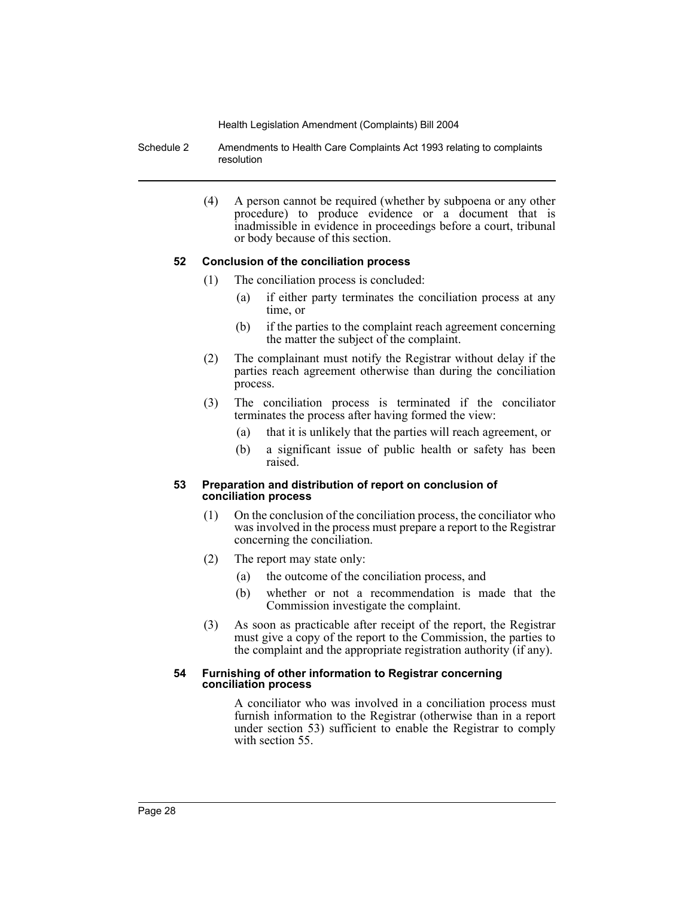(4) A person cannot be required (whether by subpoena or any other procedure) to produce evidence or a document that is inadmissible in evidence in proceedings before a court, tribunal or body because of this section.

### 52 Conclusion of the conciliation process

(1) The conciliation process is concluded:

- (a) if either party terminates the conciliation process at any time, or
- (b) if the parties to the complaint reach agreement concerning the matter the subject of the complaint.

(2) The complainant must notify the Registrar without delay if the parties reach agreement otherwise than during the conciliation process.

(3) The conciliation process is terminated if the conciliator terminates the process after having formed the view:

- (a) that it is unlikely that the parties will reach agreement, or
- (b) a significant issue of public health or safety has been raised.

### 53 Preparation and distribution of report on conclusion of conciliation process

(1) On the conclusion of the conciliation process, the conciliator who was involved in the process must prepare a report to the Registrar concerning the conciliation.

(2) The report may state only:

- (a) the outcome of the conciliation process, and
- (b) whether or not a recommendation is made that the Commission investigate the complaint.

(3) As soon as practicable after receipt of the report, the Registrar must give a copy of the report to the Commission, the parties to the complaint and the appropriate registration authority (if any).

### 54 Furnishing of other information to Registrar concerning conciliation process

A conciliator who was involved in a conciliation process must furnish information to the Registrar (otherwise than in a report under section 53) sufficient to enable the Registrar to comply with section 55.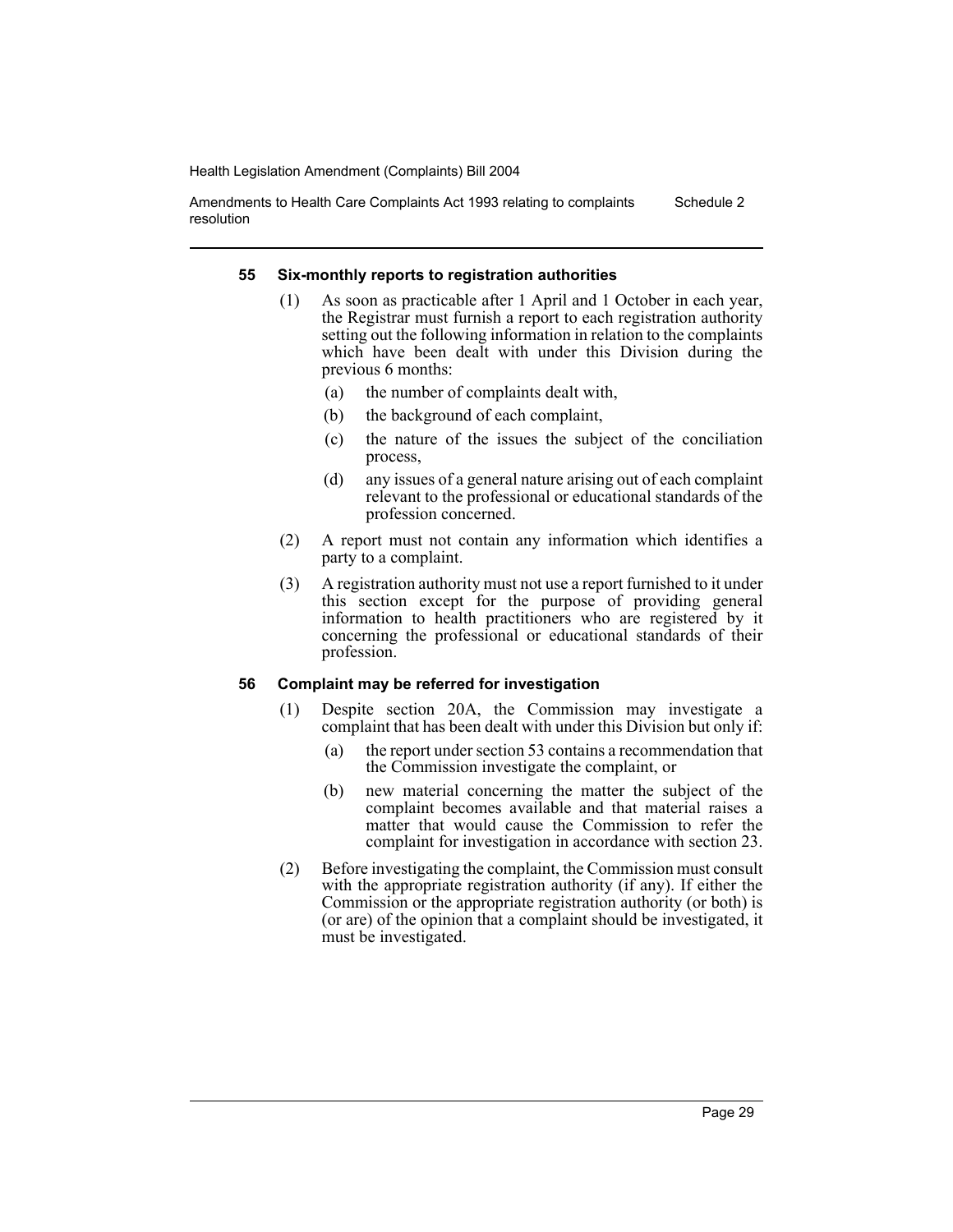#### 55 Six-monthly reports to registration authorities

(1) As soon as practicable after 1 April and 1 October in each year, the Registrar must furnish a report to each registration authority setting out the following information in relation to the complaints which have been dealt with under this Division during the previous 6 months:

- (a) the number of complaints dealt with,
- (b) the background of each complaint,
- (c) the nature of the issues the subject of the conciliation process,
- (d) any issues of a general nature arising out of each complaint relevant to the professional or educational standards of the profession concerned.

(2) A report must not contain any information which identifies a party to a complaint.

(3) A registration authority must not use a report furnished to it under this section except for the purpose of providing general information to health practitioners who are registered by it concerning the professional or educational standards of their profession.

#### 56 Complaint may be referred for investigation

(1) Despite section 20A, the Commission may investigate a complaint that has been dealt with under this Division but only if:

- (a) the report under section 53 contains a recommendation that the Commission investigate the complaint, or
- (b) new material concerning the matter the subject of the complaint becomes available and that material raises a matter that would cause the Commission to refer the complaint for investigation in accordance with section 23.

(2) Before investigating the complaint, the Commission must consult with the appropriate registration authority (if any). If either the Commission or the appropriate registration authority (or both) is (or are) of the opinion that a complaint should be investigated, it must be investigated.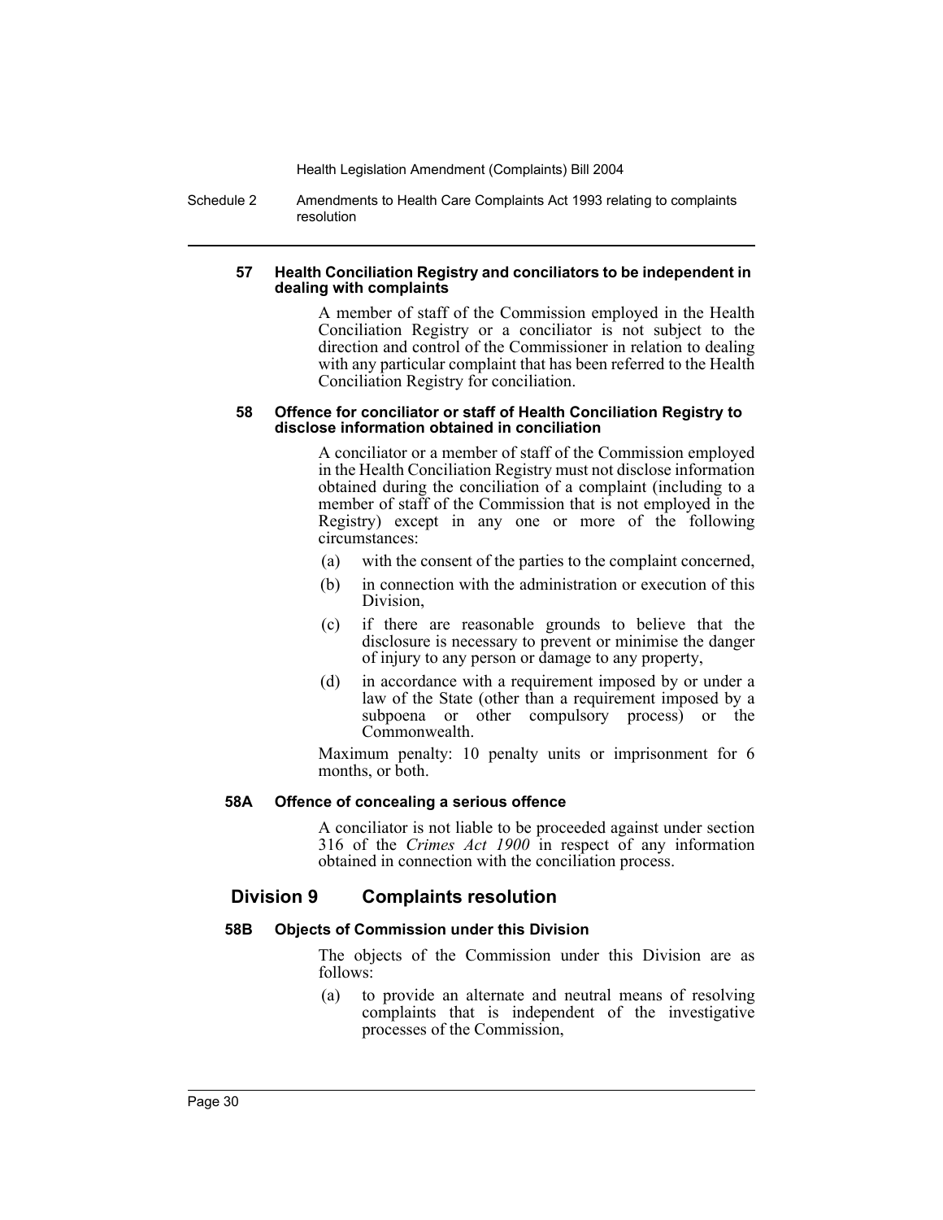#### 57 Health Conciliation Registry and conciliators to be independent in dealing with complaints

A member of staff of the Commission employed in the Health Conciliation Registry or a conciliator is not subject to the direction and control of the Commissioner in relation to dealing with any particular complaint that has been referred to the Health Conciliation Registry for conciliation.

#### 58 Offence for conciliator or staff of Health Conciliation Registry to disclose information obtained in conciliation

A conciliator or a member of staff of the Commission employed in the Health Conciliation Registry must not disclose information obtained during the conciliation of a complaint (including to a member of staff of the Commission that is not employed in the Registry) except in any one or more of the following circumstances:

(a) with the consent of the parties to the complaint concerned,

(b) in connection with the administration or execution of this Division,

(c) if there are reasonable grounds to believe that the disclosure is necessary to prevent or minimise the danger of injury to any person or damage to any property,

(d) in accordance with a requirement imposed by or under a law of the State (other than a requirement imposed by a subpoena or other compulsory process) or the Commonwealth.

Maximum penalty: 10 penalty units or imprisonment for 6 months, or both.

#### 58A Offence of concealing a serious offence

A conciliator is not liable to be proceeded against under section 316 of the *Crimes Act 1900* in respect of any information obtained in connection with the conciliation process.

### Division 9 Complaints resolution

#### 58B Objects of Commission under this Division

The objects of the Commission under this Division are as follows:

(a) to provide an alternate and neutral means of resolving complaints that is independent of the investigative processes of the Commission,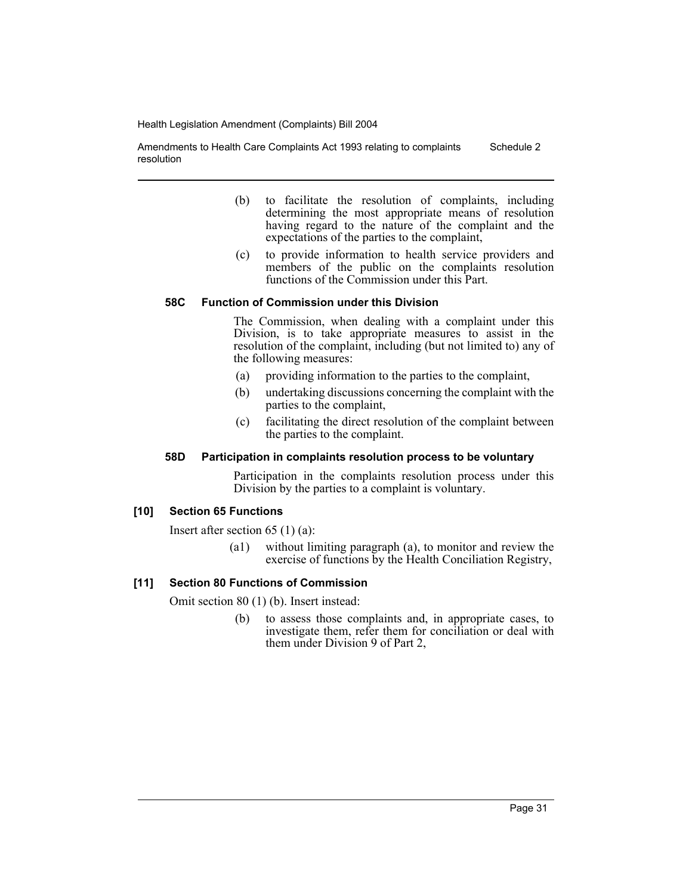(b) to facilitate the resolution of complaints, including determining the most appropriate means of resolution having regard to the nature of the complaint and the expectations of the parties to the complaint,

(c) to provide information to health service providers and members of the public on the complaints resolution functions of the Commission under this Part.

#### 58C Function of Commission under this Division

The Commission, when dealing with a complaint under this Division, is to take appropriate measures to assist in the resolution of the complaint, including (but not limited to) any of the following measures:

(a) providing information to the parties to the complaint,

(b) undertaking discussions concerning the complaint with the parties to the complaint,

(c) facilitating the direct resolution of the complaint between the parties to the complaint.

#### 58D Participation in complaints resolution process to be voluntary

Participation in the complaints resolution process under this Division by the parties to a complaint is voluntary.

### [10] Section 65 Functions

Insert after section 65 (1) (a):

(a1) without limiting paragraph (a), to monitor and review the exercise of functions by the Health Conciliation Registry,

### [11] Section 80 Functions of Commission

Omit section 80 (1) (b). Insert instead:

(b) to assess those complaints and, in appropriate cases, to investigate them, refer them for conciliation or deal with them under Division 9 of Part 2,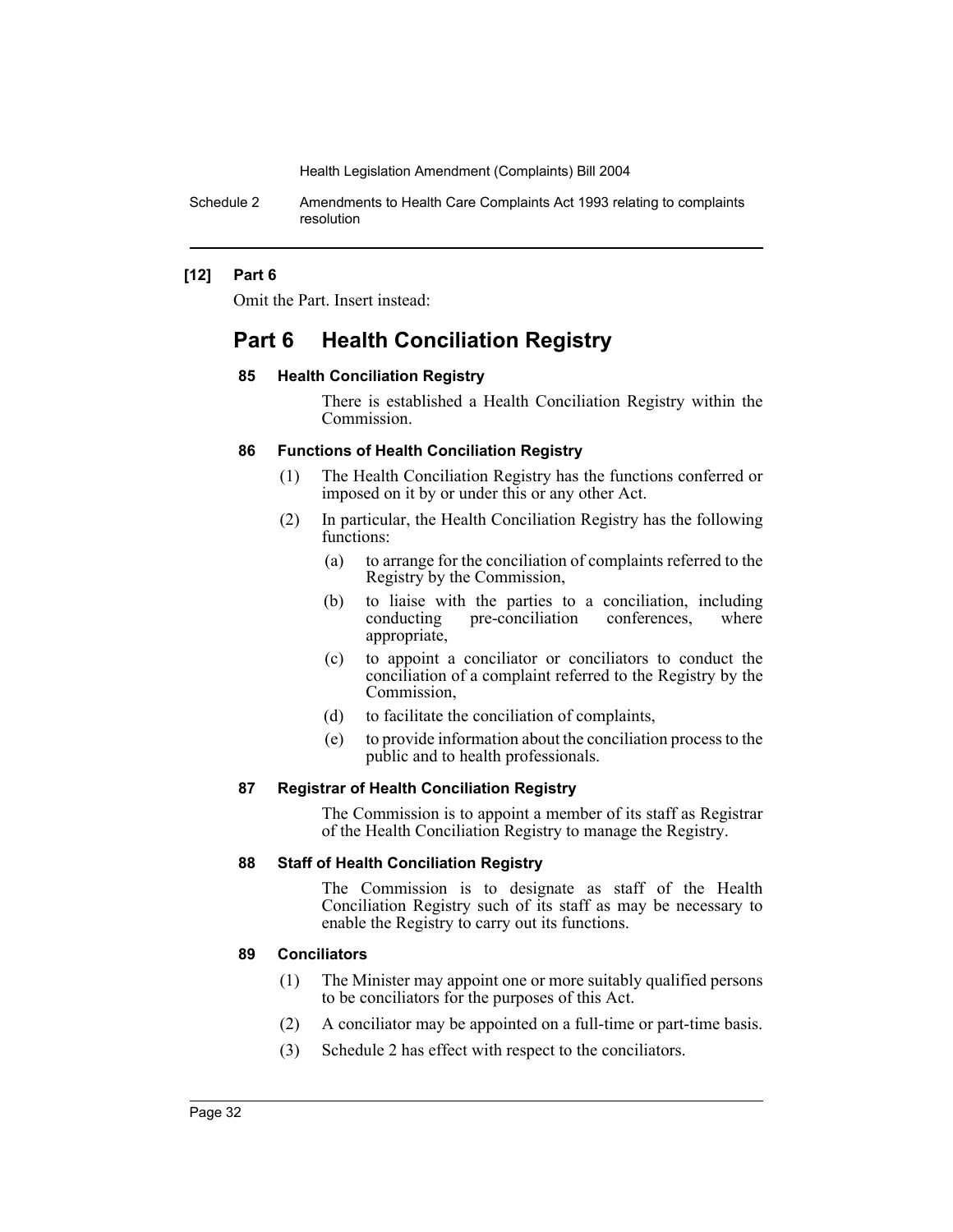### [12] Part 6

Omit the Part. Insert instead:

## Part 6 Health Conciliation Registry

#### 85 Health Conciliation Registry

There is established a Health Conciliation Registry within the Commission.

#### 86 Functions of Health Conciliation Registry

(1) The Health Conciliation Registry has the functions conferred or imposed on it by or under this or any other Act.

(2) In particular, the Health Conciliation Registry has the following functions:

- (a) to arrange for the conciliation of complaints referred to the Registry by the Commission,
- (b) to liaise with the parties to a conciliation, including conducting pre-conciliation conferences, where appropriate,
- (c) to appoint a conciliator or conciliators to conduct the conciliation of a complaint referred to the Registry by the Commission,
- (d) to facilitate the conciliation of complaints,
- (e) to provide information about the conciliation process to the public and to health professionals.

#### 87 Registrar of Health Conciliation Registry

The Commission is to appoint a member of its staff as Registrar of the Health Conciliation Registry to manage the Registry.

#### 88 Staff of Health Conciliation Registry

The Commission is to designate as staff of the Health Conciliation Registry such of its staff as may be necessary to enable the Registry to carry out its functions.

#### 89 Conciliators

(1) The Minister may appoint one or more suitably qualified persons to be conciliators for the purposes of this Act.

(2) A conciliator may be appointed on a full-time or part-time basis.

(3) Schedule 2 has effect with respect to the conciliators.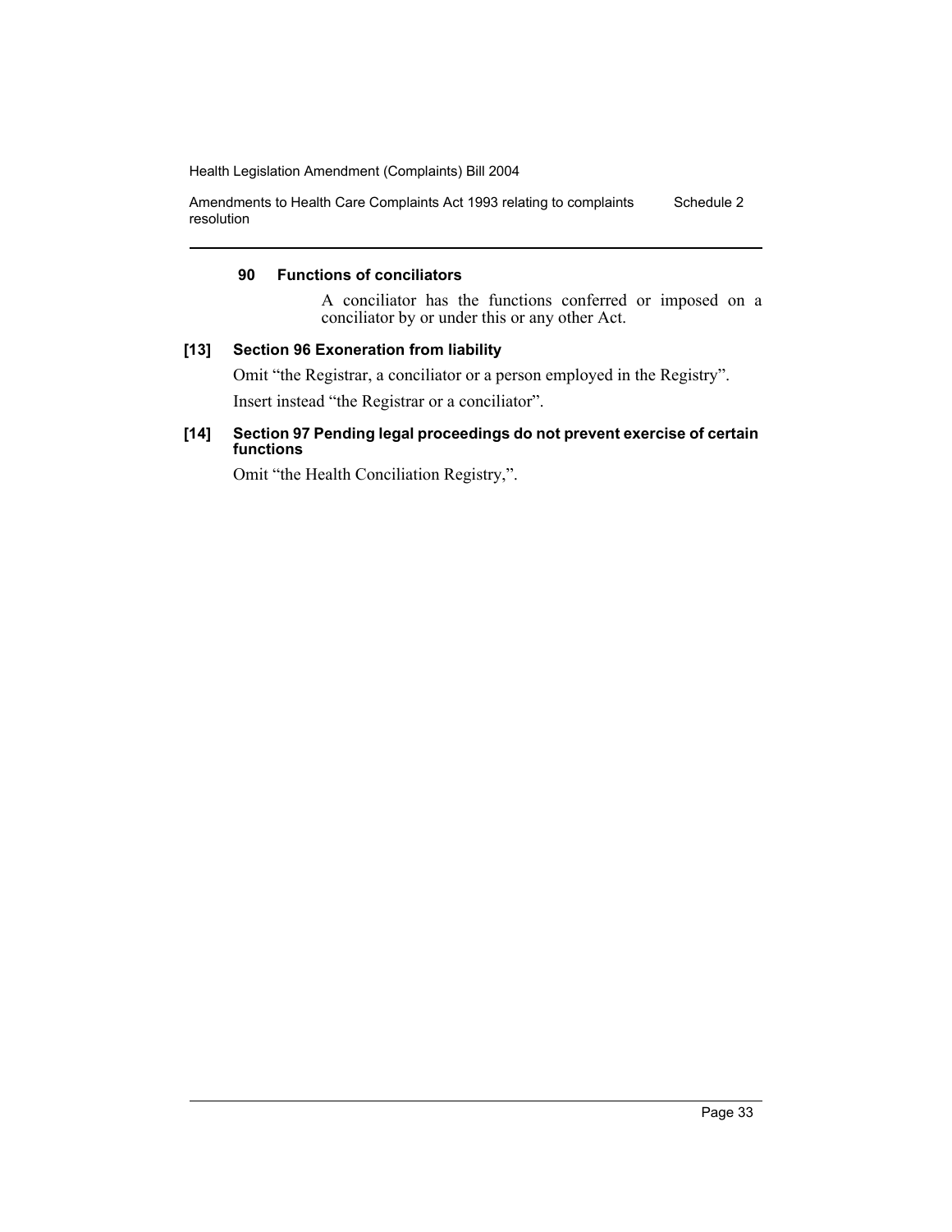#### 90 Functions of conciliators

A conciliator has the functions conferred or imposed on a conciliator by or under this or any other Act.

#### [13] Section 96 Exoneration from liability

Omit "the Registrar, a conciliator or a person employed in the Registry".

Insert instead "the Registrar or a conciliator".

#### [14] Section 97 Pending legal proceedings do not prevent exercise of certain functions

Omit "the Health Conciliation Registry,".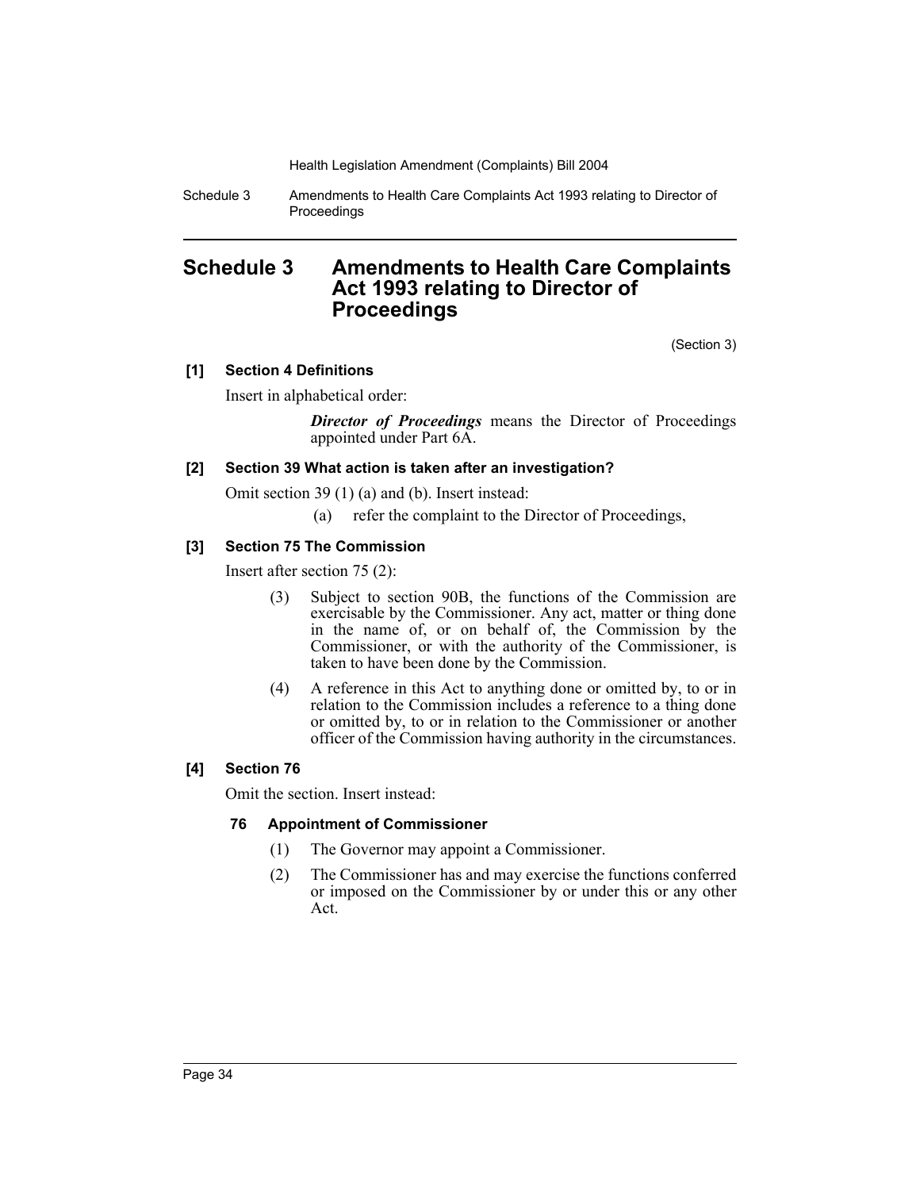# Schedule 3 Amendments to Health Care Complaints Act 1993 relating to Director of Proceedings

(Section 3)

### [1] Section 4 Definitions

Insert in alphabetical order:

> ***Director of Proceedings*** means the Director of Proceedings appointed under Part 6A.

### [2] Section 39 What action is taken after an investigation?

Omit section 39 (1) (a) and (b). Insert instead:

> (a) refer the complaint to the Director of Proceedings,

### [3] Section 75 The Commission

Insert after section 75 (2):

> (3) Subject to section 90B, the functions of the Commission are exercisable by the Commissioner. Any act, matter or thing done in the name of, or on behalf of, the Commission by the Commissioner, or with the authority of the Commissioner, is taken to have been done by the Commission.
>
> (4) A reference in this Act to anything done or omitted by, to or in relation to the Commission includes a reference to a thing done or omitted by, to or in relation to the Commissioner or another officer of the Commission having authority in the circumstances.

### [4] Section 76

Omit the section. Insert instead:

#### 76 Appointment of Commissioner

> (1) The Governor may appoint a Commissioner.
>
> (2) The Commissioner has and may exercise the functions conferred or imposed on the Commissioner by or under this or any other Act.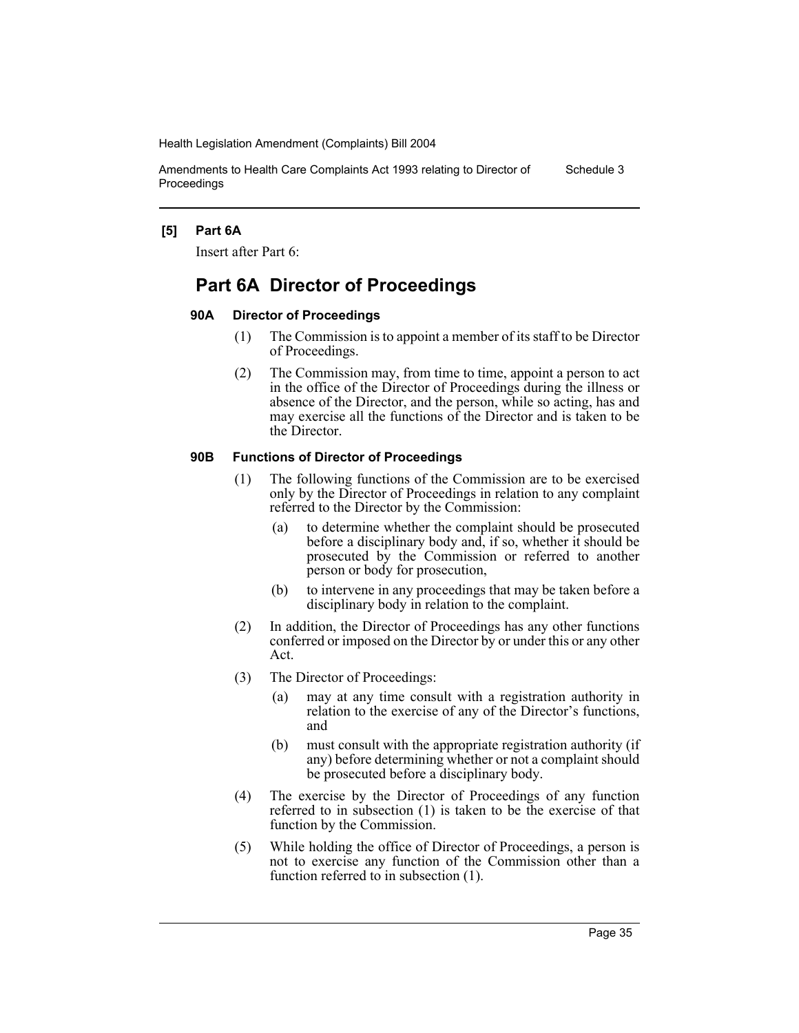**[5] Part 6A**

Insert after Part 6:

# Part 6A Director of Proceedings

### 90A Director of Proceedings

(1) The Commission is to appoint a member of its staff to be Director of Proceedings.

(2) The Commission may, from time to time, appoint a person to act in the office of the Director of Proceedings during the illness or absence of the Director, and the person, while so acting, has and may exercise all the functions of the Director and is taken to be the Director.

### 90B Functions of Director of Proceedings

(1) The following functions of the Commission are to be exercised only by the Director of Proceedings in relation to any complaint referred to the Director by the Commission:

- (a) to determine whether the complaint should be prosecuted before a disciplinary body and, if so, whether it should be prosecuted by the Commission or referred to another person or body for prosecution,
- (b) to intervene in any proceedings that may be taken before a disciplinary body in relation to the complaint.

(2) In addition, the Director of Proceedings has any other functions conferred or imposed on the Director by or under this or any other Act.

(3) The Director of Proceedings:

- (a) may at any time consult with a registration authority in relation to the exercise of any of the Director's functions, and
- (b) must consult with the appropriate registration authority (if any) before determining whether or not a complaint should be prosecuted before a disciplinary body.

(4) The exercise by the Director of Proceedings of any function referred to in subsection (1) is taken to be the exercise of that function by the Commission.

(5) While holding the office of Director of Proceedings, a person is not to exercise any function of the Commission other than a function referred to in subsection (1).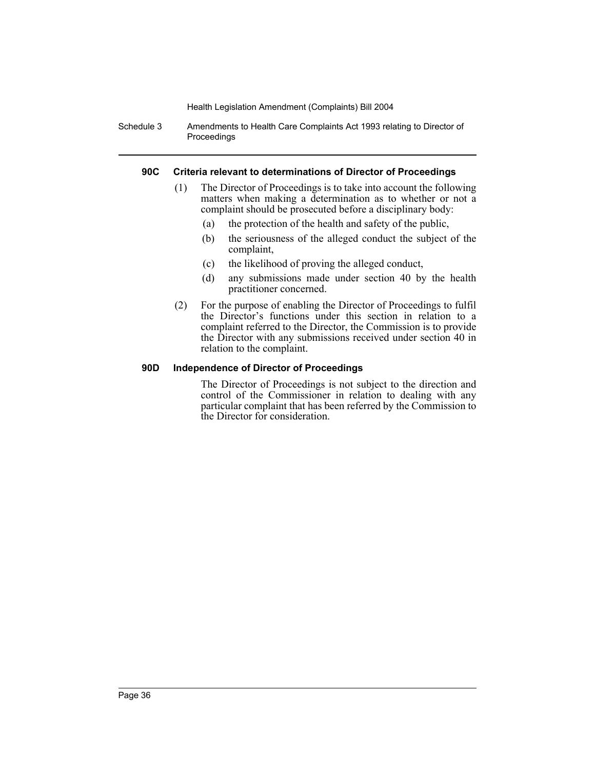### 90C Criteria relevant to determinations of Director of Proceedings

(1) The Director of Proceedings is to take into account the following matters when making a determination as to whether or not a complaint should be prosecuted before a disciplinary body:

(a) the protection of the health and safety of the public,

(b) the seriousness of the alleged conduct the subject of the complaint,

(c) the likelihood of proving the alleged conduct,

(d) any submissions made under section 40 by the health practitioner concerned.

(2) For the purpose of enabling the Director of Proceedings to fulfil the Director's functions under this section in relation to a complaint referred to the Director, the Commission is to provide the Director with any submissions received under section 40 in relation to the complaint.

### 90D Independence of Director of Proceedings

The Director of Proceedings is not subject to the direction and control of the Commissioner in relation to dealing with any particular complaint that has been referred by the Commission to the Director for consideration.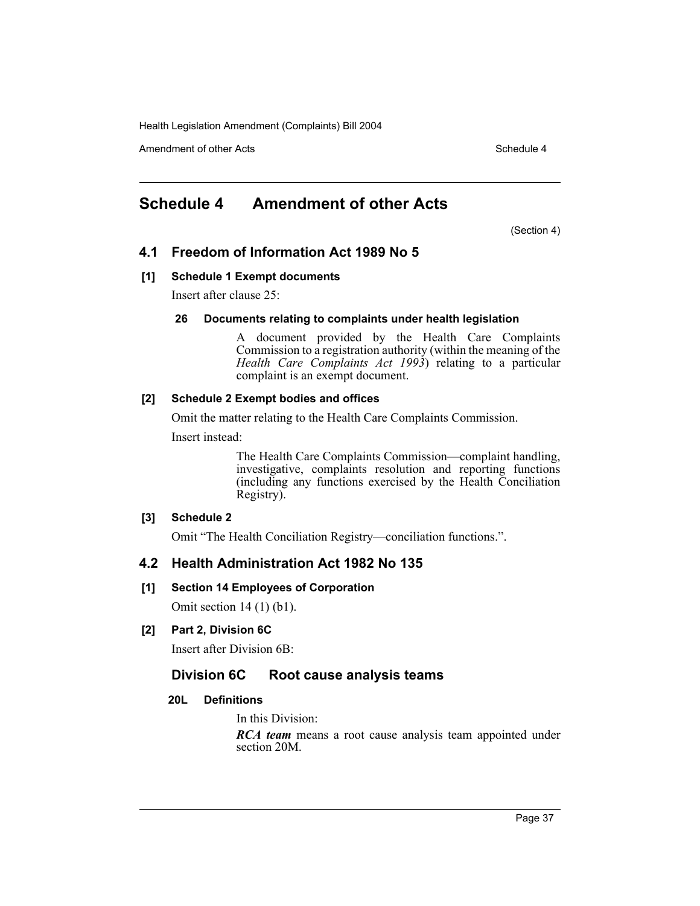# Schedule 4 Amendment of other Acts

(Section 4)

## 4.1 Freedom of Information Act 1989 No 5

### [1] Schedule 1 Exempt documents

Insert after clause 25:

#### 26 Documents relating to complaints under health legislation

A document provided by the Health Care Complaints Commission to a registration authority (within the meaning of the *Health Care Complaints Act 1993*) relating to a particular complaint is an exempt document.

### [2] Schedule 2 Exempt bodies and offices

Omit the matter relating to the Health Care Complaints Commission.

Insert instead:

The Health Care Complaints Commission—complaint handling, investigative, complaints resolution and reporting functions (including any functions exercised by the Health Conciliation Registry).

### [3] Schedule 2

Omit "The Health Conciliation Registry—conciliation functions.".

## 4.2 Health Administration Act 1982 No 135

### [1] Section 14 Employees of Corporation

Omit section 14 (1) (b1).

### [2] Part 2, Division 6C

Insert after Division 6B:

### Division 6C Root cause analysis teams

#### 20L Definitions

In this Division:

***RCA team*** means a root cause analysis team appointed under section 20M.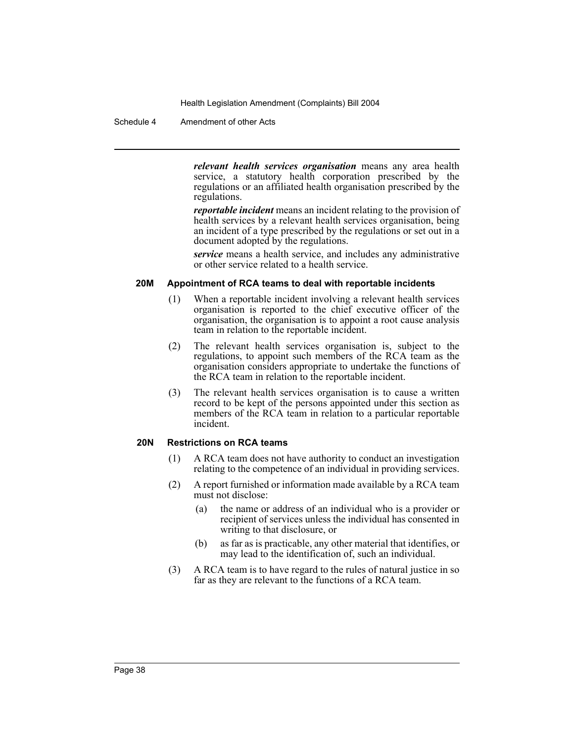***relevant health services organisation*** means any area health service, a statutory health corporation prescribed by the regulations or an affiliated health organisation prescribed by the regulations.

***reportable incident*** means an incident relating to the provision of health services by a relevant health services organisation, being an incident of a type prescribed by the regulations or set out in a document adopted by the regulations.

***service*** means a health service, and includes any administrative or other service related to a health service.

#### 20M Appointment of RCA teams to deal with reportable incidents

(1) When a reportable incident involving a relevant health services organisation is reported to the chief executive officer of the organisation, the organisation is to appoint a root cause analysis team in relation to the reportable incident.

(2) The relevant health services organisation is, subject to the regulations, to appoint such members of the RCA team as the organisation considers appropriate to undertake the functions of the RCA team in relation to the reportable incident.

(3) The relevant health services organisation is to cause a written record to be kept of the persons appointed under this section as members of the RCA team in relation to a particular reportable incident.

#### 20N Restrictions on RCA teams

(1) A RCA team does not have authority to conduct an investigation relating to the competence of an individual in providing services.

(2) A report furnished or information made available by a RCA team must not disclose:

- (a) the name or address of an individual who is a provider or recipient of services unless the individual has consented in writing to that disclosure, or
- (b) as far as is practicable, any other material that identifies, or may lead to the identification of, such an individual.

(3) A RCA team is to have regard to the rules of natural justice in so far as they are relevant to the functions of a RCA team.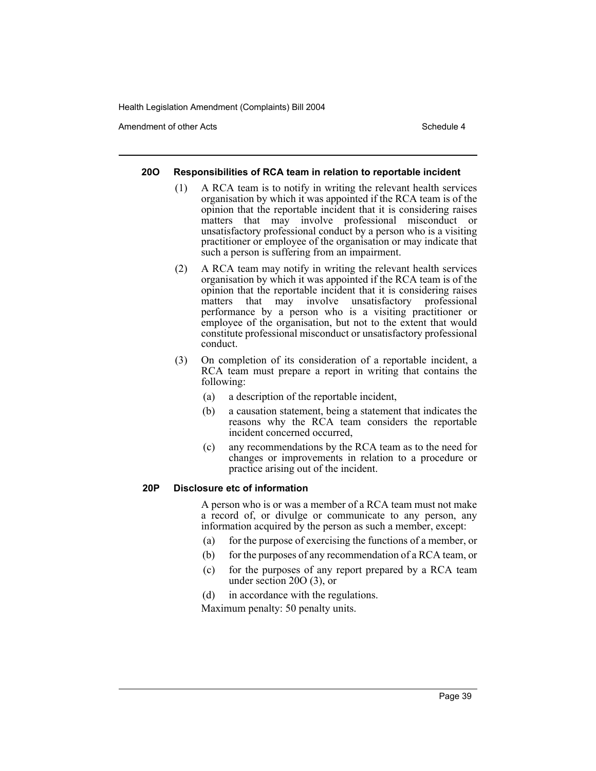#### 20O Responsibilities of RCA team in relation to reportable incident

(1) A RCA team is to notify in writing the relevant health services organisation by which it was appointed if the RCA team is of the opinion that the reportable incident that it is considering raises matters that may involve professional misconduct or unsatisfactory professional conduct by a person who is a visiting practitioner or employee of the organisation or may indicate that such a person is suffering from an impairment.

(2) A RCA team may notify in writing the relevant health services organisation by which it was appointed if the RCA team is of the opinion that the reportable incident that it is considering raises matters that may involve unsatisfactory professional performance by a person who is a visiting practitioner or employee of the organisation, but not to the extent that would constitute professional misconduct or unsatisfactory professional conduct.

(3) On completion of its consideration of a reportable incident, a RCA team must prepare a report in writing that contains the following:

- (a) a description of the reportable incident,
- (b) a causation statement, being a statement that indicates the reasons why the RCA team considers the reportable incident concerned occurred,
- (c) any recommendations by the RCA team as to the need for changes or improvements in relation to a procedure or practice arising out of the incident.

#### 20P Disclosure etc of information

A person who is or was a member of a RCA team must not make a record of, or divulge or communicate to any person, any information acquired by the person as such a member, except:

- (a) for the purpose of exercising the functions of a member, or
- (b) for the purposes of any recommendation of a RCA team, or
- (c) for the purposes of any report prepared by a RCA team under section 20O (3), or
- (d) in accordance with the regulations.

Maximum penalty: 50 penalty units.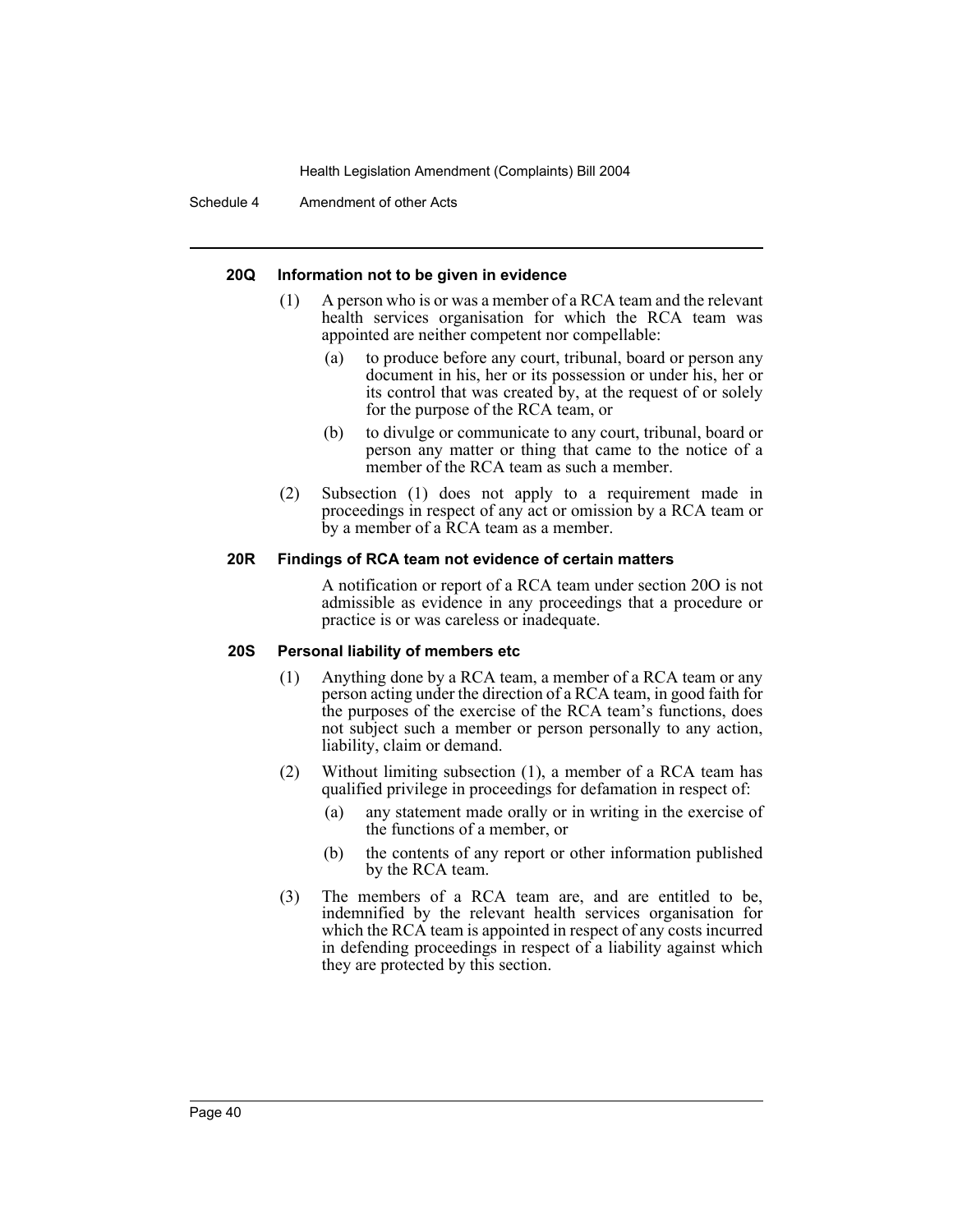#### 20Q Information not to be given in evidence

(1) A person who is or was a member of a RCA team and the relevant health services organisation for which the RCA team was appointed are neither competent nor compellable:

(a) to produce before any court, tribunal, board or person any document in his, her or its possession or under his, her or its control that was created by, at the request of or solely for the purpose of the RCA team, or

(b) to divulge or communicate to any court, tribunal, board or person any matter or thing that came to the notice of a member of the RCA team as such a member.

(2) Subsection (1) does not apply to a requirement made in proceedings in respect of any act or omission by a RCA team or by a member of a RCA team as a member.

#### 20R Findings of RCA team not evidence of certain matters

A notification or report of a RCA team under section 20O is not admissible as evidence in any proceedings that a procedure or practice is or was careless or inadequate.

#### 20S Personal liability of members etc

(1) Anything done by a RCA team, a member of a RCA team or any person acting under the direction of a RCA team, in good faith for the purposes of the exercise of the RCA team's functions, does not subject such a member or person personally to any action, liability, claim or demand.

(2) Without limiting subsection (1), a member of a RCA team has qualified privilege in proceedings for defamation in respect of:

(a) any statement made orally or in writing in the exercise of the functions of a member, or

(b) the contents of any report or other information published by the RCA team.

(3) The members of a RCA team are, and are entitled to be, indemnified by the relevant health services organisation for which the RCA team is appointed in respect of any costs incurred in defending proceedings in respect of a liability against which they are protected by this section.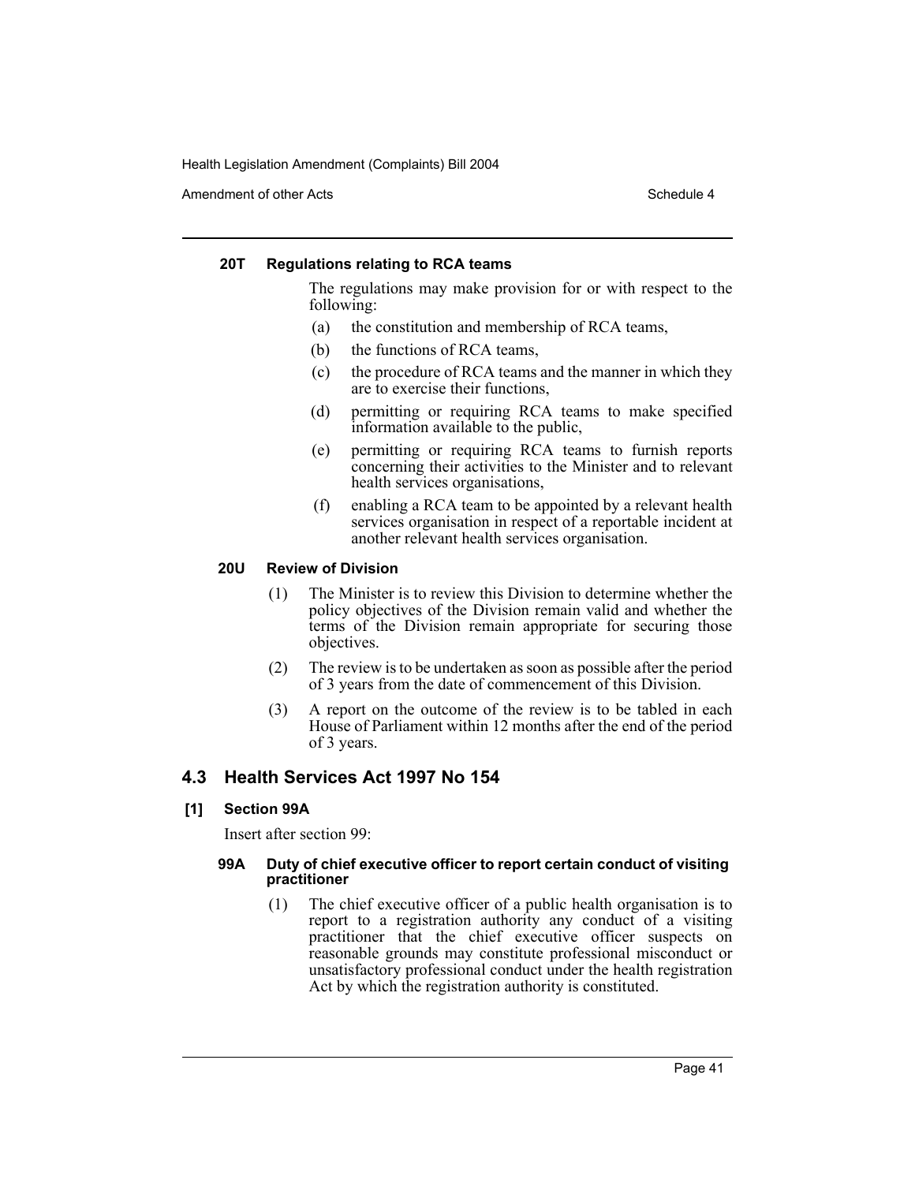#### 20T Regulations relating to RCA teams

The regulations may make provision for or with respect to the following:

(a) the constitution and membership of RCA teams,

(b) the functions of RCA teams,

(c) the procedure of RCA teams and the manner in which they are to exercise their functions,

(d) permitting or requiring RCA teams to make specified information available to the public,

(e) permitting or requiring RCA teams to furnish reports concerning their activities to the Minister and to relevant health services organisations,

(f) enabling a RCA team to be appointed by a relevant health services organisation in respect of a reportable incident at another relevant health services organisation.

#### 20U Review of Division

(1) The Minister is to review this Division to determine whether the policy objectives of the Division remain valid and whether the terms of the Division remain appropriate for securing those objectives.

(2) The review is to be undertaken as soon as possible after the period of 3 years from the date of commencement of this Division.

(3) A report on the outcome of the review is to be tabled in each House of Parliament within 12 months after the end of the period of 3 years.

## 4.3 Health Services Act 1997 No 154

### [1] Section 99A

Insert after section 99:

#### 99A Duty of chief executive officer to report certain conduct of visiting practitioner

(1) The chief executive officer of a public health organisation is to report to a registration authority any conduct of a visiting practitioner that the chief executive officer suspects on reasonable grounds may constitute professional misconduct or unsatisfactory professional conduct under the health registration Act by which the registration authority is constituted.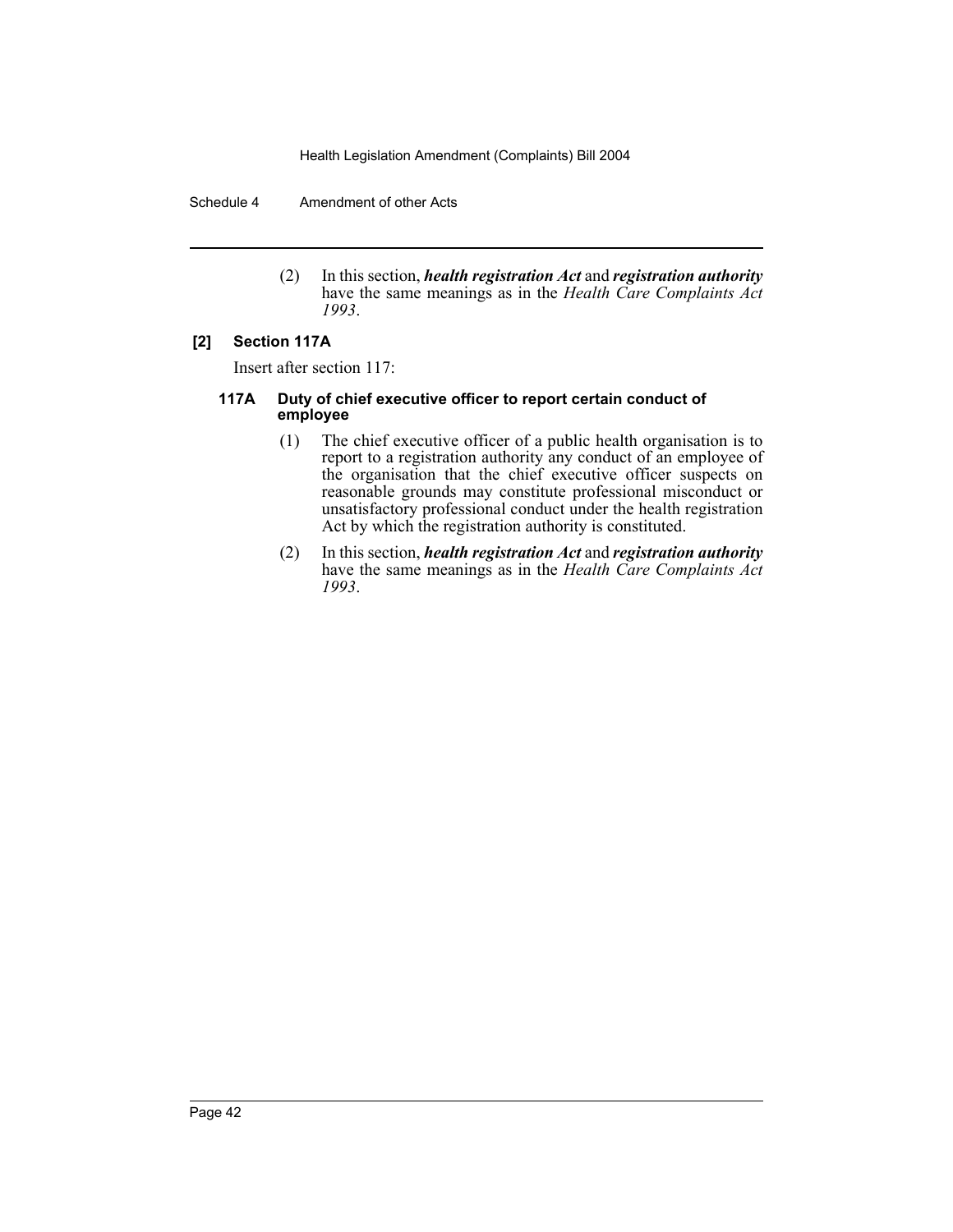(2) In this section, ***health registration Act*** and ***registration authority*** have the same meanings as in the *Health Care Complaints Act 1993*.

### [2] Section 117A

Insert after section 117:

#### 117A Duty of chief executive officer to report certain conduct of employee

(1) The chief executive officer of a public health organisation is to report to a registration authority any conduct of an employee of the organisation that the chief executive officer suspects on reasonable grounds may constitute professional misconduct or unsatisfactory professional conduct under the health registration Act by which the registration authority is constituted.

(2) In this section, ***health registration Act*** and ***registration authority*** have the same meanings as in the *Health Care Complaints Act 1993*.